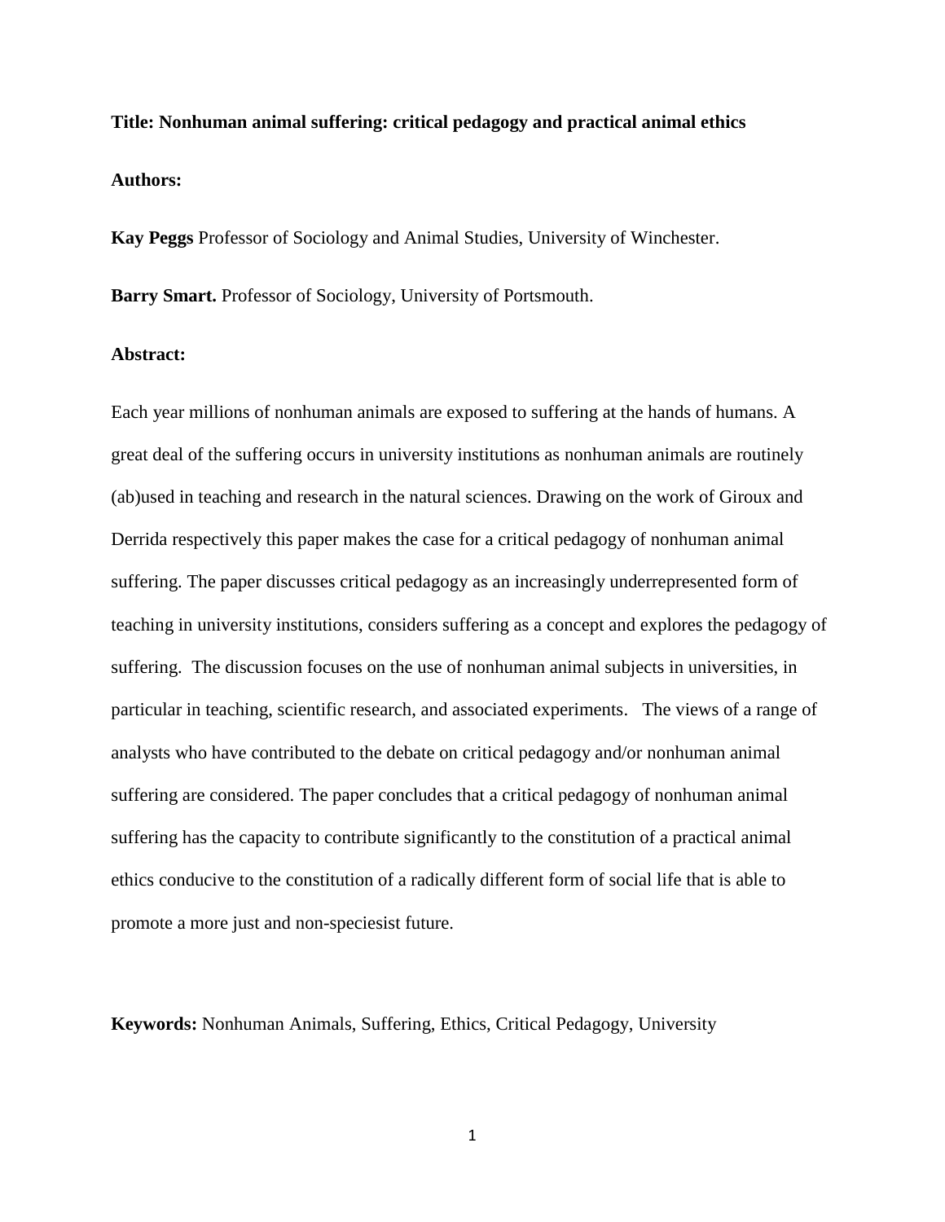**Title: Nonhuman animal suffering: critical pedagogy and practical animal ethics**

**Authors:**

**Kay Peggs** Professor of Sociology and Animal Studies, University of Winchester.

**Barry Smart.** Professor of Sociology, University of Portsmouth.

**Abstract:**

Each year millions of nonhuman animals are exposed to suffering at the hands of humans. A great deal of the suffering occurs in university institutions as nonhuman animals are routinely (ab)used in teaching and research in the natural sciences. Drawing on the work of Giroux and Derrida respectively this paper makes the case for a critical pedagogy of nonhuman animal suffering. The paper discusses critical pedagogy as an increasingly underrepresented form of teaching in university institutions, considers suffering as a concept and explores the pedagogy of suffering. The discussion focuses on the use of nonhuman animal subjects in universities, in particular in teaching, scientific research, and associated experiments. The views of a range of analysts who have contributed to the debate on critical pedagogy and/or nonhuman animal suffering are considered. The paper concludes that a critical pedagogy of nonhuman animal suffering has the capacity to contribute significantly to the constitution of a practical animal ethics conducive to the constitution of a radically different form of social life that is able to promote a more just and non-speciesist future.

**Keywords:** Nonhuman Animals, Suffering, Ethics, Critical Pedagogy, University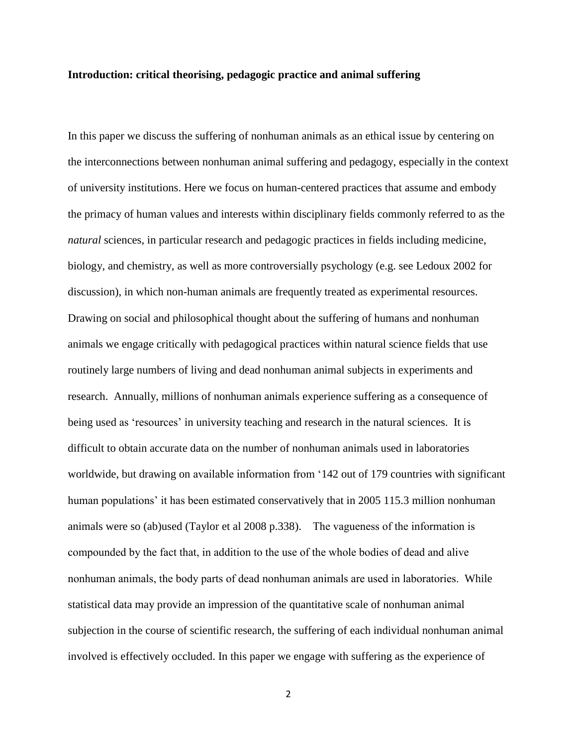**Introduction: critical theorising, pedagogic practice and animal suffering**

In this paper we discuss the suffering of nonhuman animals as an ethical issue by centering on the interconnections between nonhuman animal suffering and pedagogy, especially in the context of university institutions. Here we focus on human-centered practices that assume and embody the primacy of human values and interests within disciplinary fields commonly referred to as the *natural* sciences, in particular research and pedagogic practices in fields including medicine, biology, and chemistry, as well as more controversially psychology (e.g. see Ledoux 2002 for discussion), in which non-human animals are frequently treated as experimental resources. Drawing on social and philosophical thought about the suffering of humans and nonhuman animals we engage critically with pedagogical practices within natural science fields that use routinely large numbers of living and dead nonhuman animal subjects in experiments and research. Annually, millions of nonhuman animals experience suffering as a consequence of being used as 'resources' in university teaching and research in the natural sciences. It is difficult to obtain accurate data on the number of nonhuman animals used in laboratories worldwide, but drawing on available information from '142 out of 179 countries with significant human populations' it has been estimated conservatively that in 2005 115.3 million nonhuman animals were so (ab)used (Taylor et al 2008 p.338). The vagueness of the information is compounded by the fact that, in addition to the use of the whole bodies of dead and alive nonhuman animals, the body parts of dead nonhuman animals are used in laboratories. While statistical data may provide an impression of the quantitative scale of nonhuman animal subjection in the course of scientific research, the suffering of each individual nonhuman animal involved is effectively occluded. In this paper we engage with suffering as the experience of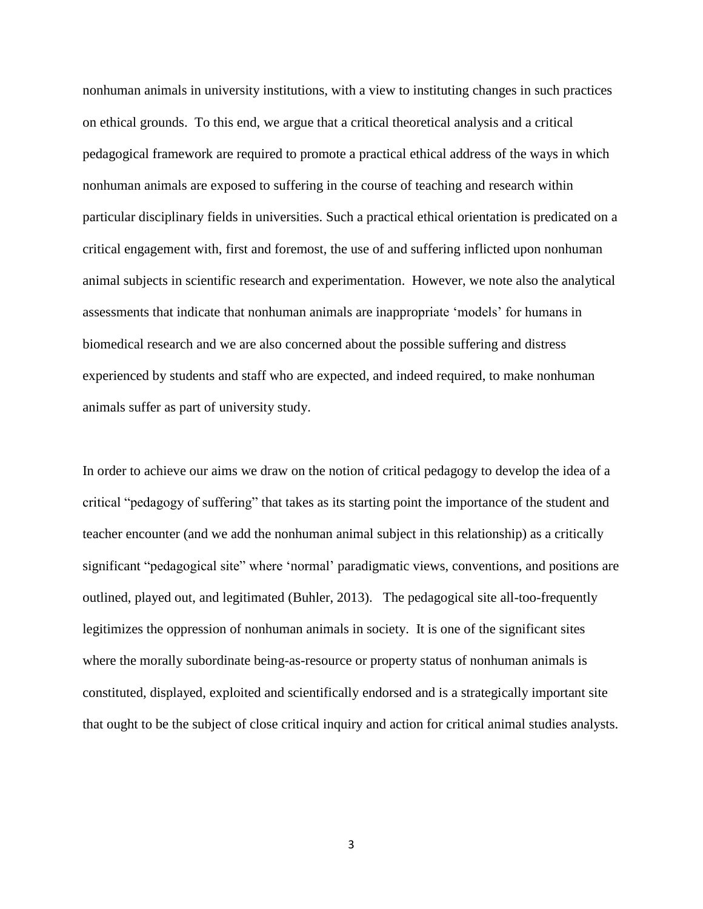nonhuman animals in university institutions, with a view to instituting changes in such practices on ethical grounds. To this end, we argue that a critical theoretical analysis and a critical pedagogical framework are required to promote a practical ethical address of the ways in which nonhuman animals are exposed to suffering in the course of teaching and research within particular disciplinary fields in universities. Such a practical ethical orientation is predicated on a critical engagement with, first and foremost, the use of and suffering inflicted upon nonhuman animal subjects in scientific research and experimentation. However, we note also the analytical assessments that indicate that nonhuman animals are inappropriate 'models' for humans in biomedical research and we are also concerned about the possible suffering and distress experienced by students and staff who are expected, and indeed required, to make nonhuman animals suffer as part of university study.

In order to achieve our aims we draw on the notion of critical pedagogy to develop the idea of a critical "pedagogy of suffering" that takes as its starting point the importance of the student and teacher encounter (and we add the nonhuman animal subject in this relationship) as a critically significant "pedagogical site" where 'normal' paradigmatic views, conventions, and positions are outlined, played out, and legitimated (Buhler, 2013). The pedagogical site all-too-frequently legitimizes the oppression of nonhuman animals in society. It is one of the significant sites where the morally subordinate being-as-resource or property status of nonhuman animals is constituted, displayed, exploited and scientifically endorsed and is a strategically important site that ought to be the subject of close critical inquiry and action for critical animal studies analysts.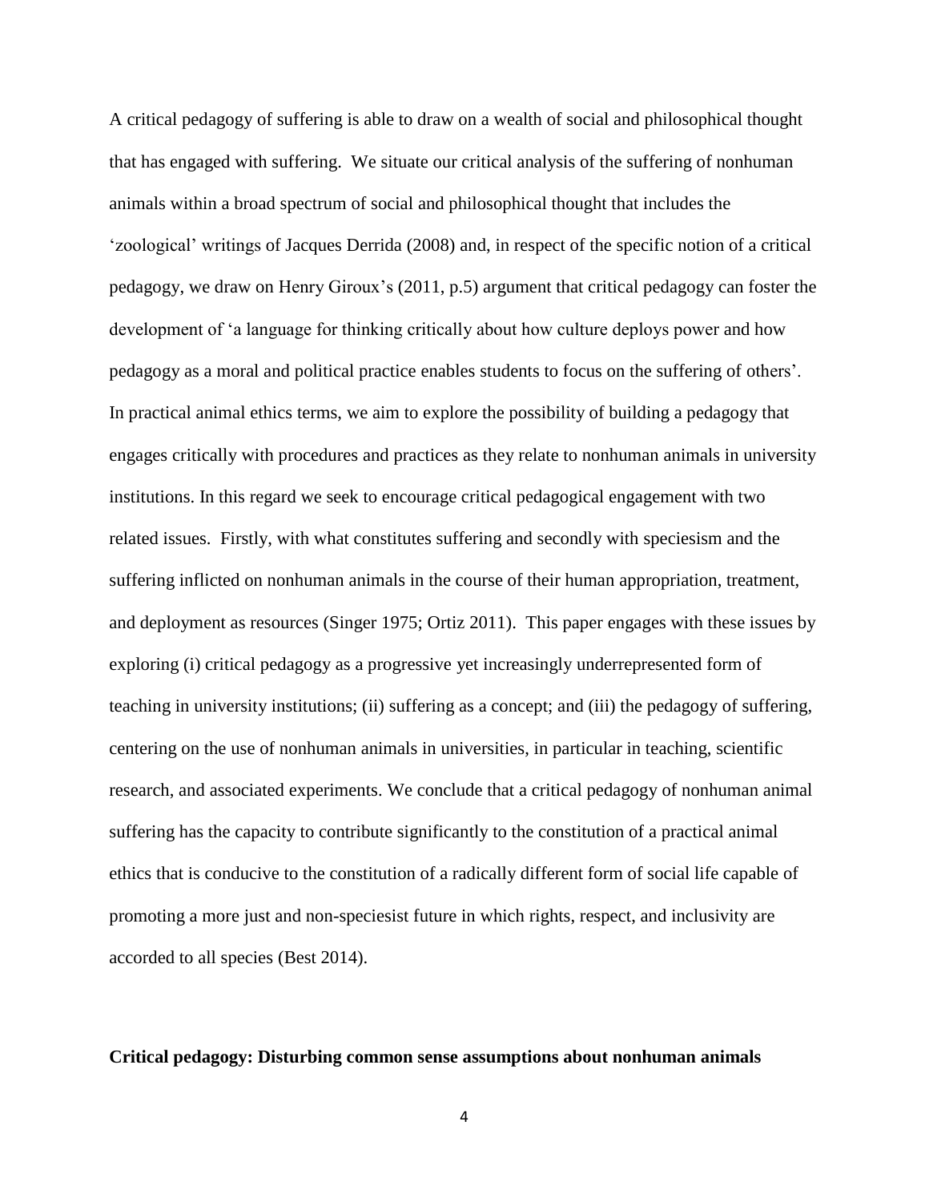A critical pedagogy of suffering is able to draw on a wealth of social and philosophical thought that has engaged with suffering. We situate our critical analysis of the suffering of nonhuman animals within a broad spectrum of social and philosophical thought that includes the 'zoological' writings of Jacques Derrida (2008) and, in respect of the specific notion of a critical pedagogy, we draw on Henry Giroux's (2011, p.5) argument that critical pedagogy can foster the development of 'a language for thinking critically about how culture deploys power and how pedagogy as a moral and political practice enables students to focus on the suffering of others'. In practical animal ethics terms, we aim to explore the possibility of building a pedagogy that engages critically with procedures and practices as they relate to nonhuman animals in university institutions. In this regard we seek to encourage critical pedagogical engagement with two related issues. Firstly, with what constitutes suffering and secondly with speciesism and the suffering inflicted on nonhuman animals in the course of their human appropriation, treatment, and deployment as resources (Singer 1975; Ortiz 2011). This paper engages with these issues by exploring (i) critical pedagogy as a progressive yet increasingly underrepresented form of teaching in university institutions; (ii) suffering as a concept; and (iii) the pedagogy of suffering, centering on the use of nonhuman animals in universities, in particular in teaching, scientific research, and associated experiments. We conclude that a critical pedagogy of nonhuman animal suffering has the capacity to contribute significantly to the constitution of a practical animal ethics that is conducive to the constitution of a radically different form of social life capable of promoting a more just and non-speciesist future in which rights, respect, and inclusivity are accorded to all species (Best 2014).

**Critical pedagogy: Disturbing common sense assumptions about nonhuman animals**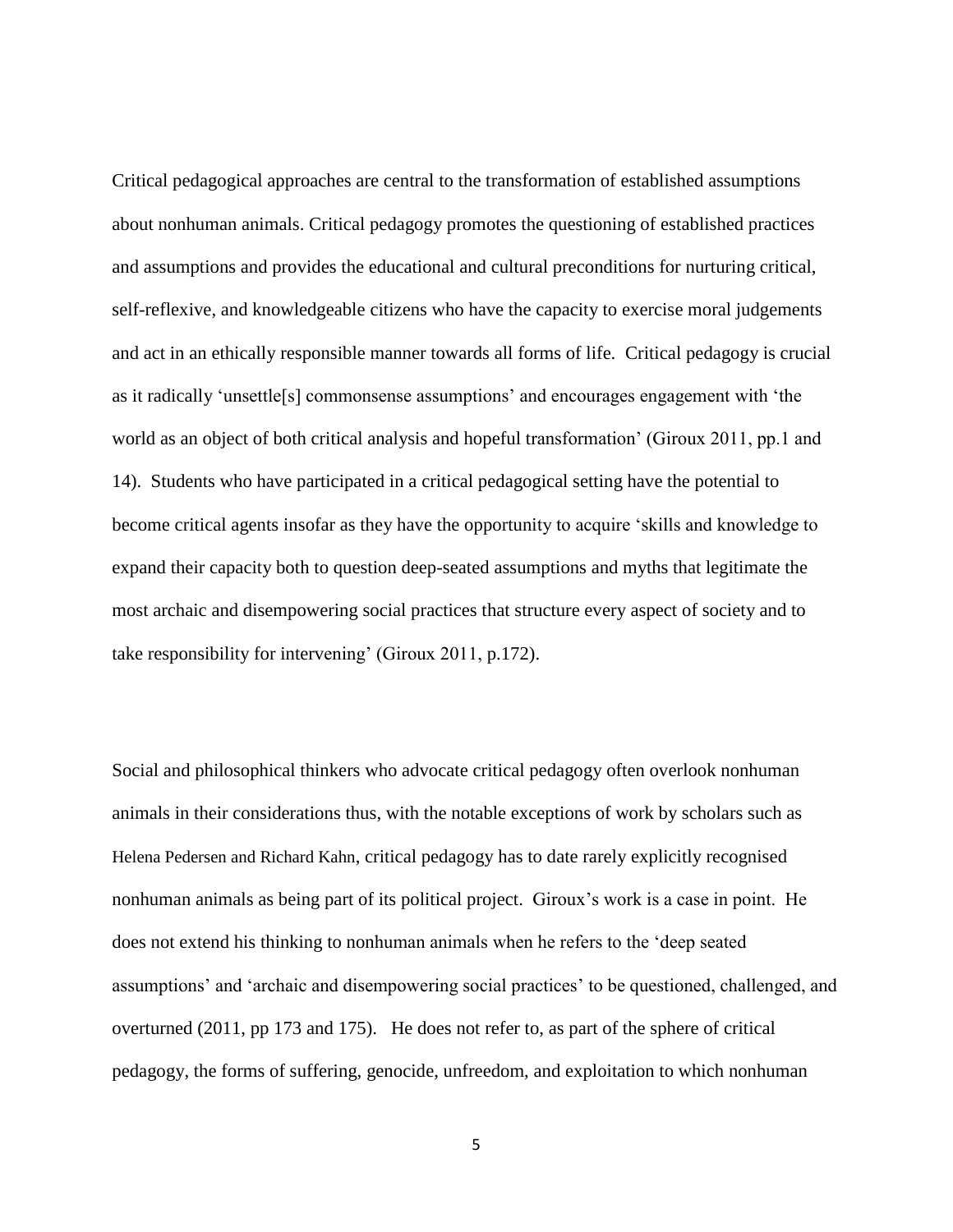Critical pedagogical approaches are central to the transformation of established assumptions about nonhuman animals. Critical pedagogy promotes the questioning of established practices and assumptions and provides the educational and cultural preconditions for nurturing critical, self-reflexive, and knowledgeable citizens who have the capacity to exercise moral judgements and act in an ethically responsible manner towards all forms of life. Critical pedagogy is crucial as it radically 'unsettle[s] commonsense assumptions' and encourages engagement with 'the world as an object of both critical analysis and hopeful transformation' (Giroux 2011, pp.1 and 14). Students who have participated in a critical pedagogical setting have the potential to become critical agents insofar as they have the opportunity to acquire 'skills and knowledge to expand their capacity both to question deep-seated assumptions and myths that legitimate the most archaic and disempowering social practices that structure every aspect of society and to take responsibility for intervening' (Giroux 2011, p.172).

Social and philosophical thinkers who advocate critical pedagogy often overlook nonhuman animals in their considerations thus, with the notable exceptions of work by scholars such as Helena Pedersen and Richard Kahn, critical pedagogy has to date rarely explicitly recognised nonhuman animals as being part of its political project. Giroux's work is a case in point. He does not extend his thinking to nonhuman animals when he refers to the 'deep seated assumptions' and 'archaic and disempowering social practices' to be questioned, challenged, and overturned (2011, pp 173 and 175). He does not refer to, as part of the sphere of critical pedagogy, the forms of suffering, genocide, unfreedom, and exploitation to which nonhuman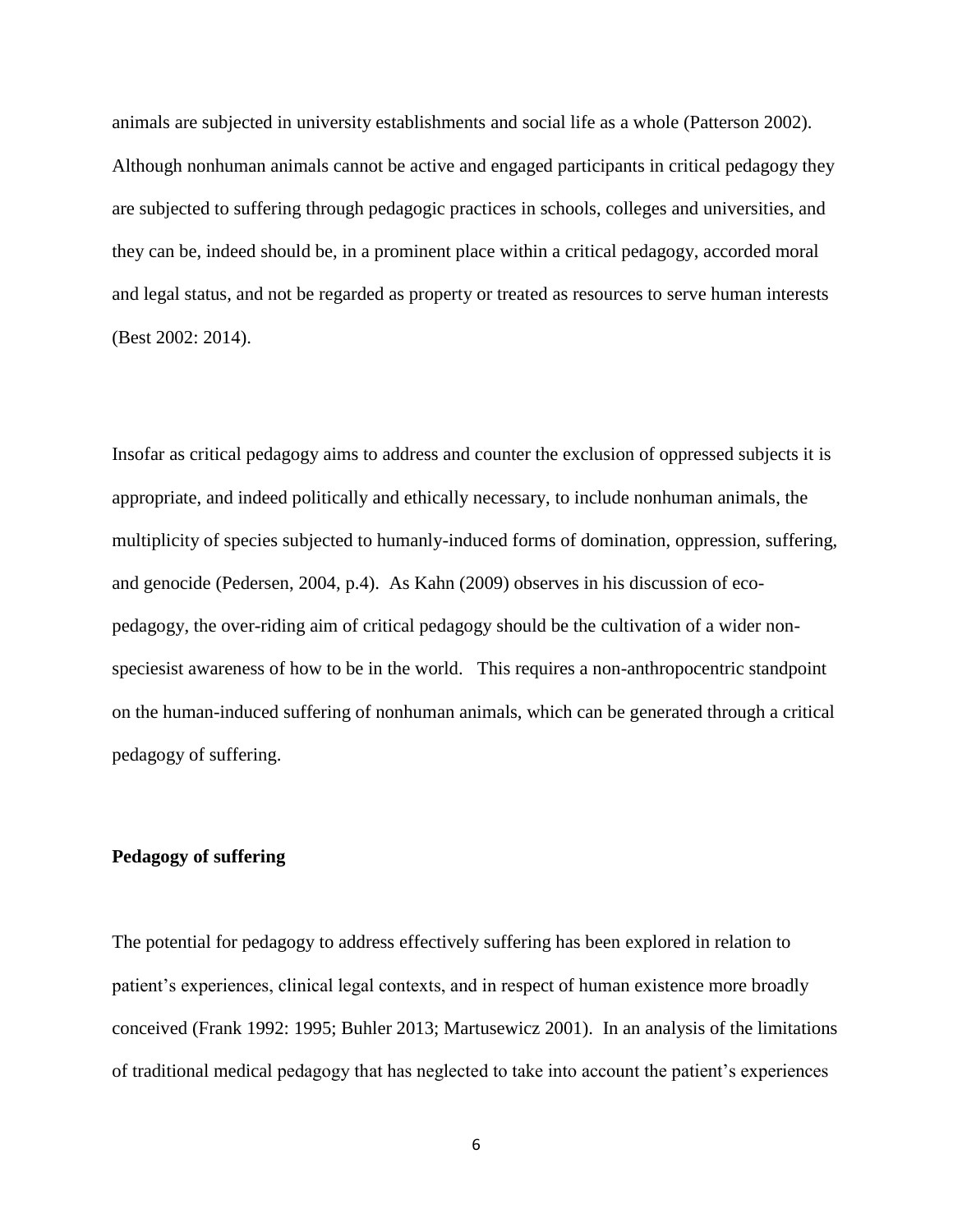animals are subjected in university establishments and social life as a whole (Patterson 2002). Although nonhuman animals cannot be active and engaged participants in critical pedagogy they are subjected to suffering through pedagogic practices in schools, colleges and universities, and they can be, indeed should be, in a prominent place within a critical pedagogy, accorded moral and legal status, and not be regarded as property or treated as resources to serve human interests (Best 2002: 2014).

Insofar as critical pedagogy aims to address and counter the exclusion of oppressed subjects it is appropriate, and indeed politically and ethically necessary, to include nonhuman animals, the multiplicity of species subjected to humanly-induced forms of domination, oppression, suffering, and genocide (Pedersen, 2004, p.4). As Kahn (2009) observes in his discussion of eco-pedagogy, the over-riding aim of critical pedagogy should be the cultivation of a wider non-speciesist awareness of how to be in the world. This requires a non-anthropocentric standpoint on the human-induced suffering of nonhuman animals, which can be generated through a critical pedagogy of suffering.

**Pedagogy of suffering**

The potential for pedagogy to address effectively suffering has been explored in relation to patient's experiences, clinical legal contexts, and in respect of human existence more broadly conceived (Frank 1992: 1995; Buhler 2013; Martusewicz 2001). In an analysis of the limitations of traditional medical pedagogy that has neglected to take into account the patient's experiences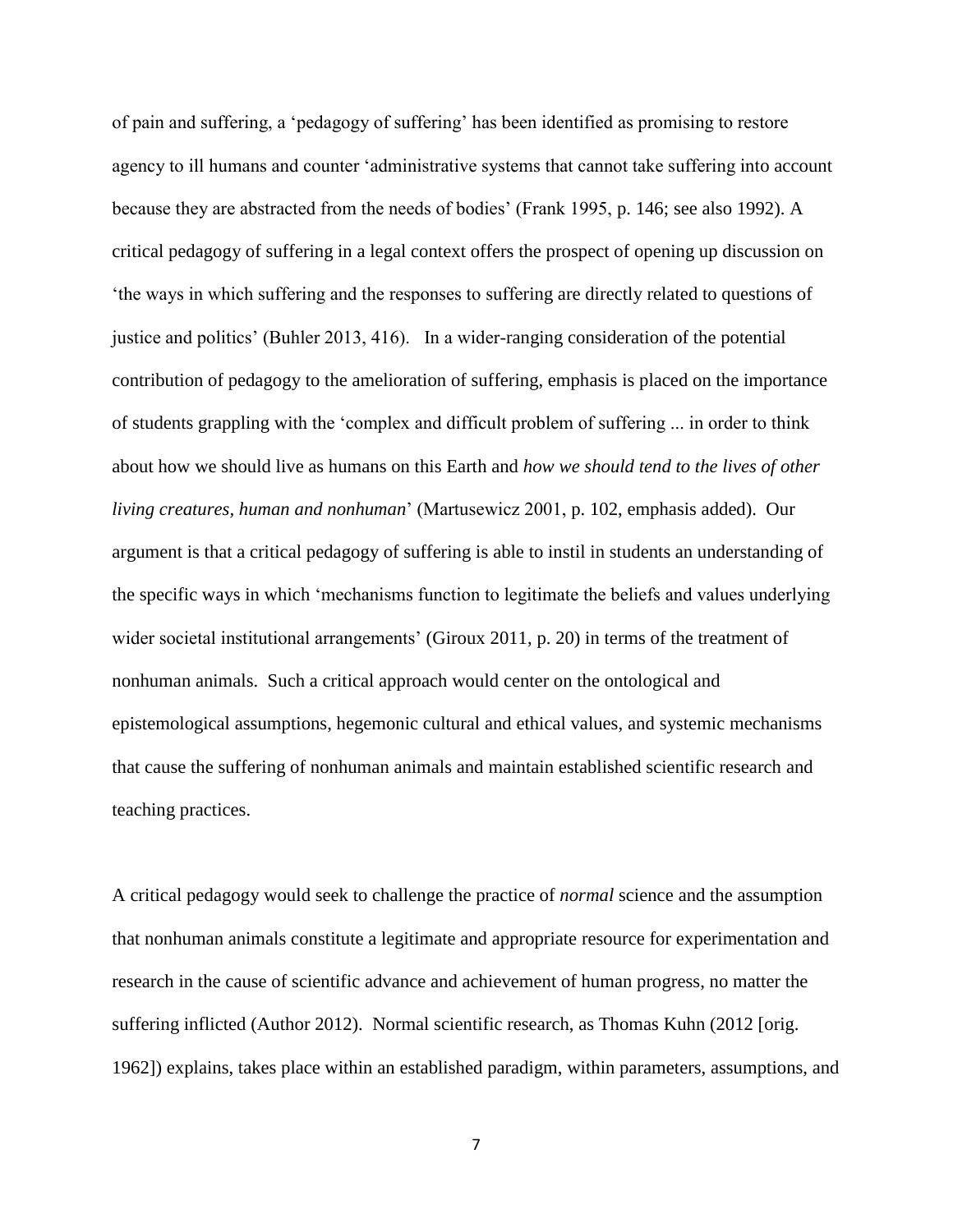of pain and suffering, a 'pedagogy of suffering' has been identified as promising to restore agency to ill humans and counter 'administrative systems that cannot take suffering into account because they are abstracted from the needs of bodies' (Frank 1995, p. 146; see also 1992). A critical pedagogy of suffering in a legal context offers the prospect of opening up discussion on 'the ways in which suffering and the responses to suffering are directly related to questions of justice and politics' (Buhler 2013, 416). In a wider-ranging consideration of the potential contribution of pedagogy to the amelioration of suffering, emphasis is placed on the importance of students grappling with the 'complex and difficult problem of suffering ... in order to think about how we should live as humans on this Earth and *how we should tend to the lives of other living creatures, human and nonhuman*' (Martusewicz 2001, p. 102, emphasis added). Our argument is that a critical pedagogy of suffering is able to instil in students an understanding of the specific ways in which 'mechanisms function to legitimate the beliefs and values underlying wider societal institutional arrangements' (Giroux 2011, p. 20) in terms of the treatment of nonhuman animals. Such a critical approach would center on the ontological and epistemological assumptions, hegemonic cultural and ethical values, and systemic mechanisms that cause the suffering of nonhuman animals and maintain established scientific research and teaching practices.

A critical pedagogy would seek to challenge the practice of *normal* science and the assumption that nonhuman animals constitute a legitimate and appropriate resource for experimentation and research in the cause of scientific advance and achievement of human progress, no matter the suffering inflicted (Author 2012). Normal scientific research, as Thomas Kuhn (2012 [orig. 1962]) explains, takes place within an established paradigm, within parameters, assumptions, and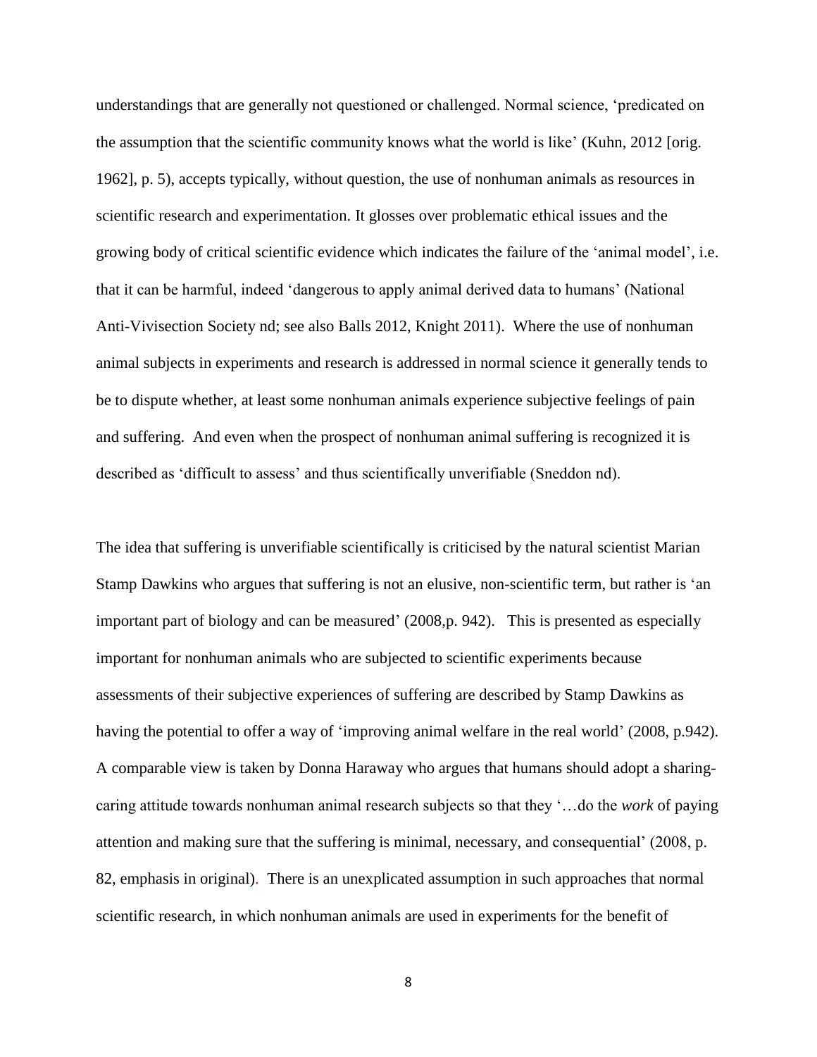understandings that are generally not questioned or challenged. Normal science, 'predicated on the assumption that the scientific community knows what the world is like' (Kuhn, 2012 [orig. 1962], p. 5), accepts typically, without question, the use of nonhuman animals as resources in scientific research and experimentation. It glosses over problematic ethical issues and the growing body of critical scientific evidence which indicates the failure of the 'animal model', i.e. that it can be harmful, indeed 'dangerous to apply animal derived data to humans' (National Anti-Vivisection Society nd; see also Balls 2012, Knight 2011). Where the use of nonhuman animal subjects in experiments and research is addressed in normal science it generally tends to be to dispute whether, at least some nonhuman animals experience subjective feelings of pain and suffering. And even when the prospect of nonhuman animal suffering is recognized it is described as 'difficult to assess' and thus scientifically unverifiable (Sneddon nd).

The idea that suffering is unverifiable scientifically is criticised by the natural scientist Marian Stamp Dawkins who argues that suffering is not an elusive, non-scientific term, but rather is 'an important part of biology and can be measured' (2008,p. 942). This is presented as especially important for nonhuman animals who are subjected to scientific experiments because assessments of their subjective experiences of suffering are described by Stamp Dawkins as having the potential to offer a way of 'improving animal welfare in the real world' (2008, p.942). A comparable view is taken by Donna Haraway who argues that humans should adopt a sharing-caring attitude towards nonhuman animal research subjects so that they '…do the *work* of paying attention and making sure that the suffering is minimal, necessary, and consequential' (2008, p. 82, emphasis in original). There is an unexplicated assumption in such approaches that normal scientific research, in which nonhuman animals are used in experiments for the benefit of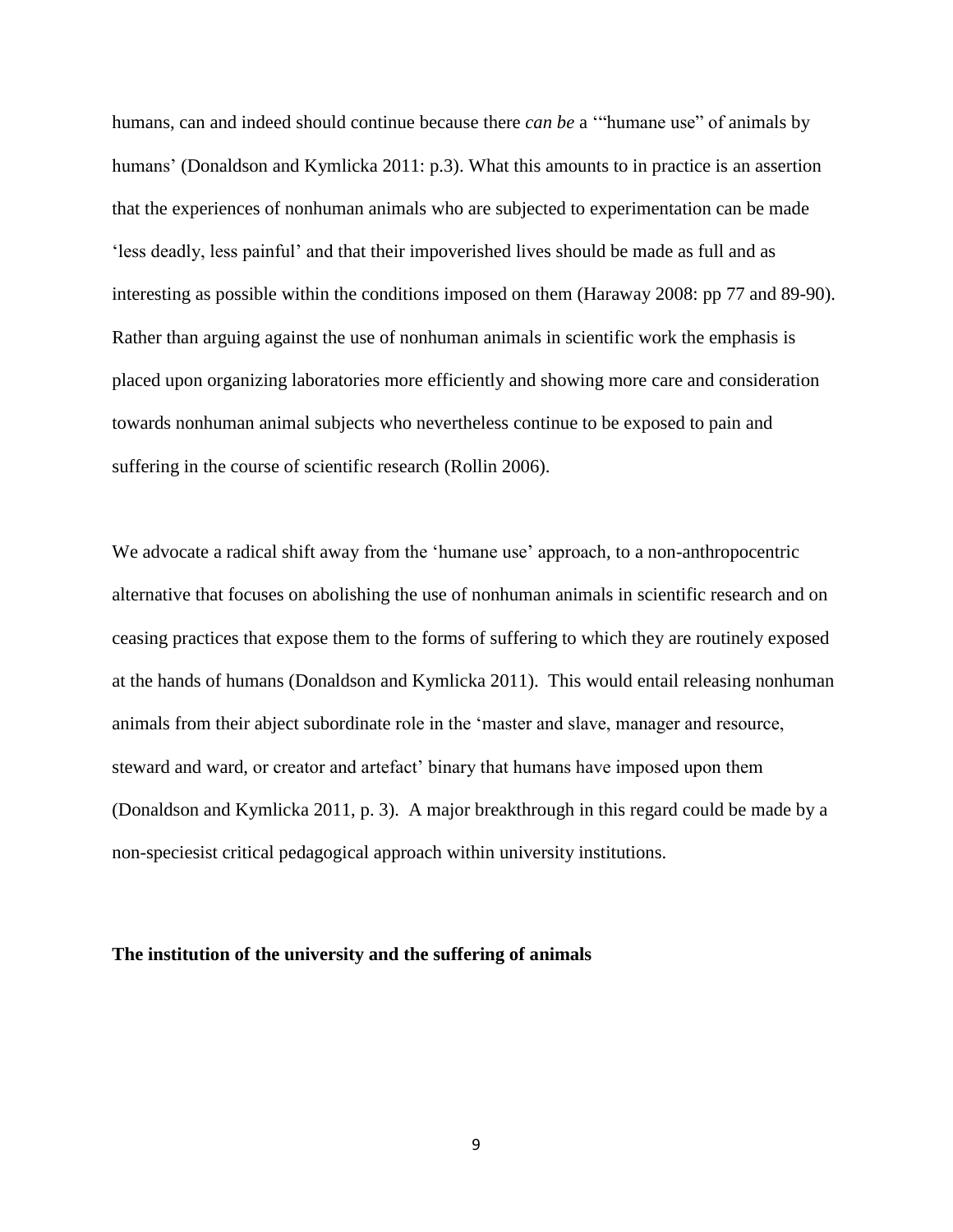humans, can and indeed should continue because there *can be* a '"humane use" of animals by humans' (Donaldson and Kymlicka 2011: p.3). What this amounts to in practice is an assertion that the experiences of nonhuman animals who are subjected to experimentation can be made 'less deadly, less painful' and that their impoverished lives should be made as full and as interesting as possible within the conditions imposed on them (Haraway 2008: pp 77 and 89-90). Rather than arguing against the use of nonhuman animals in scientific work the emphasis is placed upon organizing laboratories more efficiently and showing more care and consideration towards nonhuman animal subjects who nevertheless continue to be exposed to pain and suffering in the course of scientific research (Rollin 2006).

We advocate a radical shift away from the 'humane use' approach, to a non-anthropocentric alternative that focuses on abolishing the use of nonhuman animals in scientific research and on ceasing practices that expose them to the forms of suffering to which they are routinely exposed at the hands of humans (Donaldson and Kymlicka 2011). This would entail releasing nonhuman animals from their abject subordinate role in the 'master and slave, manager and resource, steward and ward, or creator and artefact' binary that humans have imposed upon them (Donaldson and Kymlicka 2011, p. 3). A major breakthrough in this regard could be made by a non-speciesist critical pedagogical approach within university institutions.

**The institution of the university and the suffering of animals**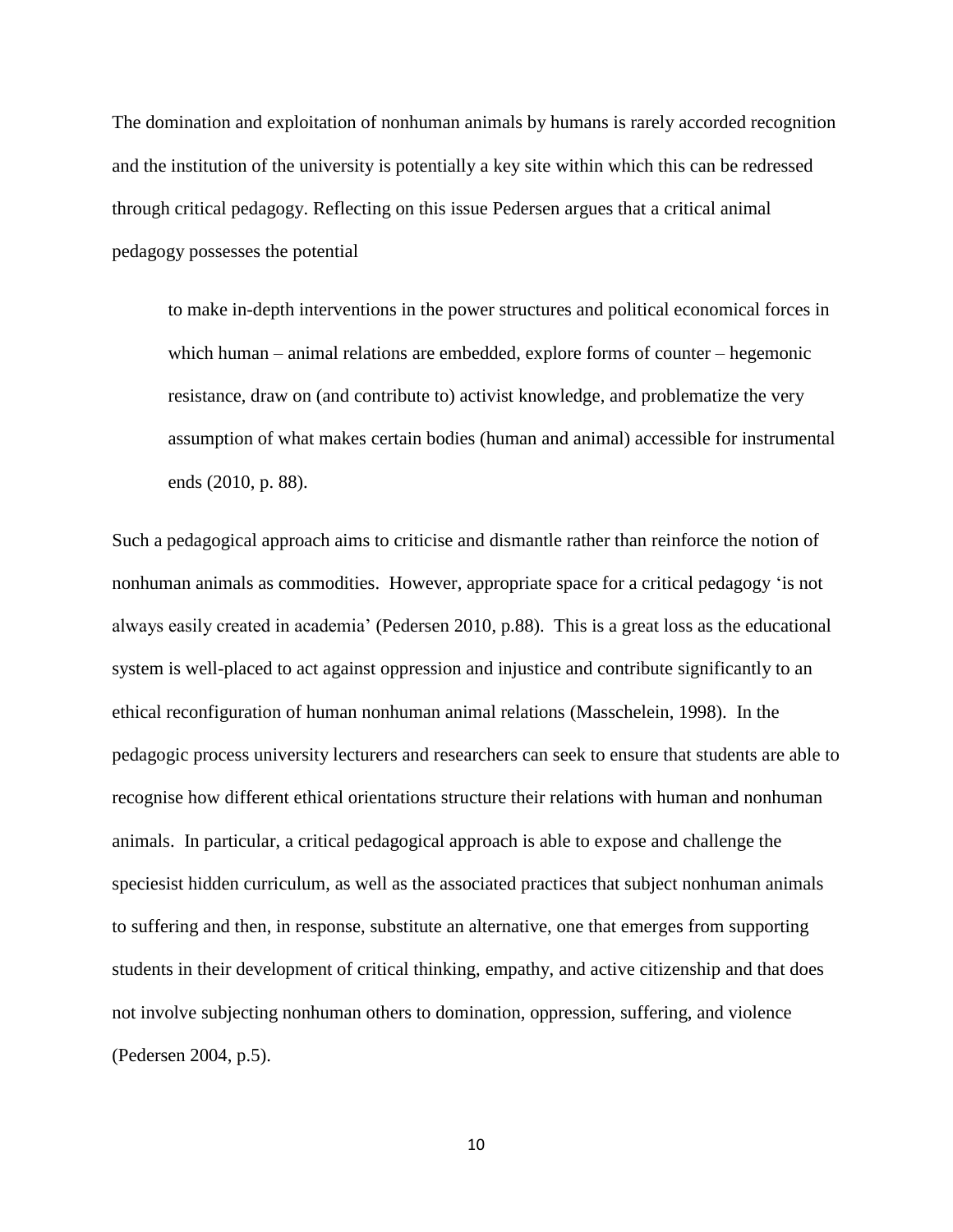The domination and exploitation of nonhuman animals by humans is rarely accorded recognition and the institution of the university is potentially a key site within which this can be redressed through critical pedagogy. Reflecting on this issue Pedersen argues that a critical animal pedagogy possesses the potential

> to make in-depth interventions in the power structures and political economical forces in which human – animal relations are embedded, explore forms of counter – hegemonic resistance, draw on (and contribute to) activist knowledge, and problematize the very assumption of what makes certain bodies (human and animal) accessible for instrumental ends (2010, p. 88).

Such a pedagogical approach aims to criticise and dismantle rather than reinforce the notion of nonhuman animals as commodities. However, appropriate space for a critical pedagogy 'is not always easily created in academia' (Pedersen 2010, p.88). This is a great loss as the educational system is well-placed to act against oppression and injustice and contribute significantly to an ethical reconfiguration of human nonhuman animal relations (Masschelein, 1998). In the pedagogic process university lecturers and researchers can seek to ensure that students are able to recognise how different ethical orientations structure their relations with human and nonhuman animals. In particular, a critical pedagogical approach is able to expose and challenge the speciesist hidden curriculum, as well as the associated practices that subject nonhuman animals to suffering and then, in response, substitute an alternative, one that emerges from supporting students in their development of critical thinking, empathy, and active citizenship and that does not involve subjecting nonhuman others to domination, oppression, suffering, and violence (Pedersen 2004, p.5).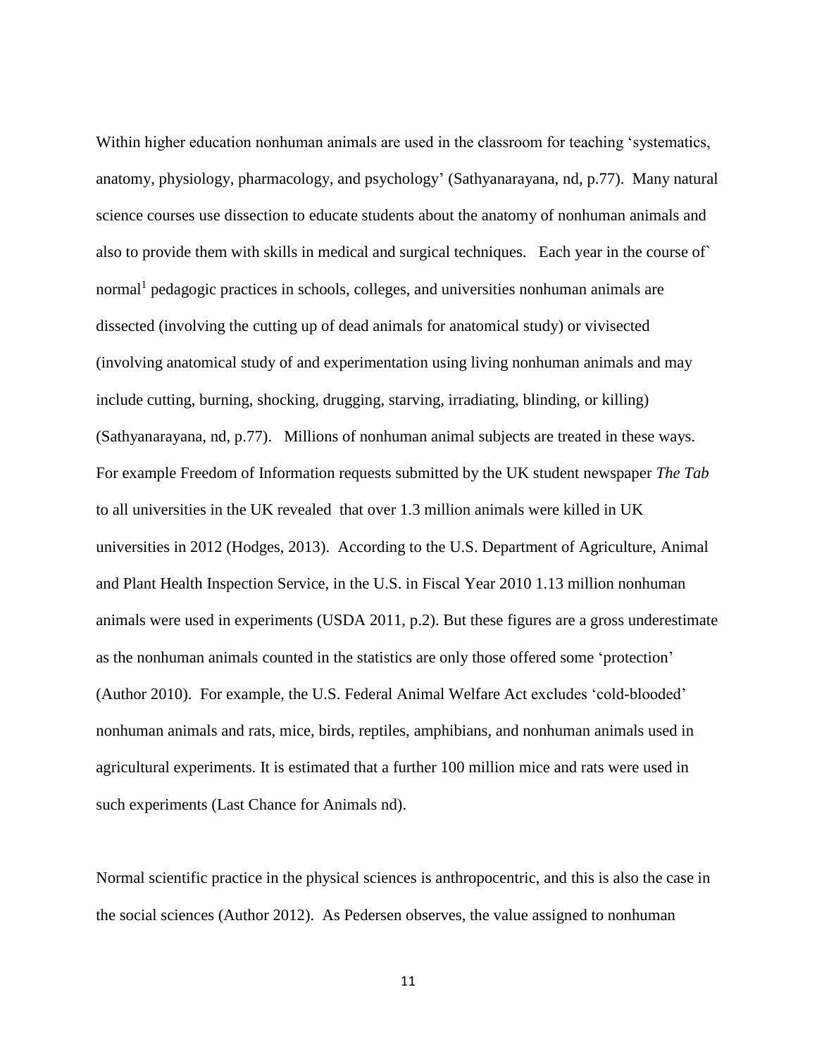Within higher education nonhuman animals are used in the classroom for teaching 'systematics, anatomy, physiology, pharmacology, and psychology' (Sathyanarayana, nd, p.77). Many natural science courses use dissection to educate students about the anatomy of nonhuman animals and also to provide them with skills in medical and surgical techniques. Each year in the course of` normal[1] pedagogic practices in schools, colleges, and universities nonhuman animals are dissected (involving the cutting up of dead animals for anatomical study) or vivisected (involving anatomical study of and experimentation using living nonhuman animals and may include cutting, burning, shocking, drugging, starving, irradiating, blinding, or killing) (Sathyanarayana, nd, p.77). Millions of nonhuman animal subjects are treated in these ways. For example Freedom of Information requests submitted by the UK student newspaper *The Tab* to all universities in the UK revealed that over 1.3 million animals were killed in UK universities in 2012 (Hodges, 2013). According to the U.S. Department of Agriculture, Animal and Plant Health Inspection Service, in the U.S. in Fiscal Year 2010 1.13 million nonhuman animals were used in experiments (USDA 2011, p.2). But these figures are a gross underestimate as the nonhuman animals counted in the statistics are only those offered some 'protection' (Author 2010). For example, the U.S. Federal Animal Welfare Act excludes 'cold-blooded' nonhuman animals and rats, mice, birds, reptiles, amphibians, and nonhuman animals used in agricultural experiments. It is estimated that a further 100 million mice and rats were used in such experiments (Last Chance for Animals nd).

Normal scientific practice in the physical sciences is anthropocentric, and this is also the case in the social sciences (Author 2012). As Pedersen observes, the value assigned to nonhuman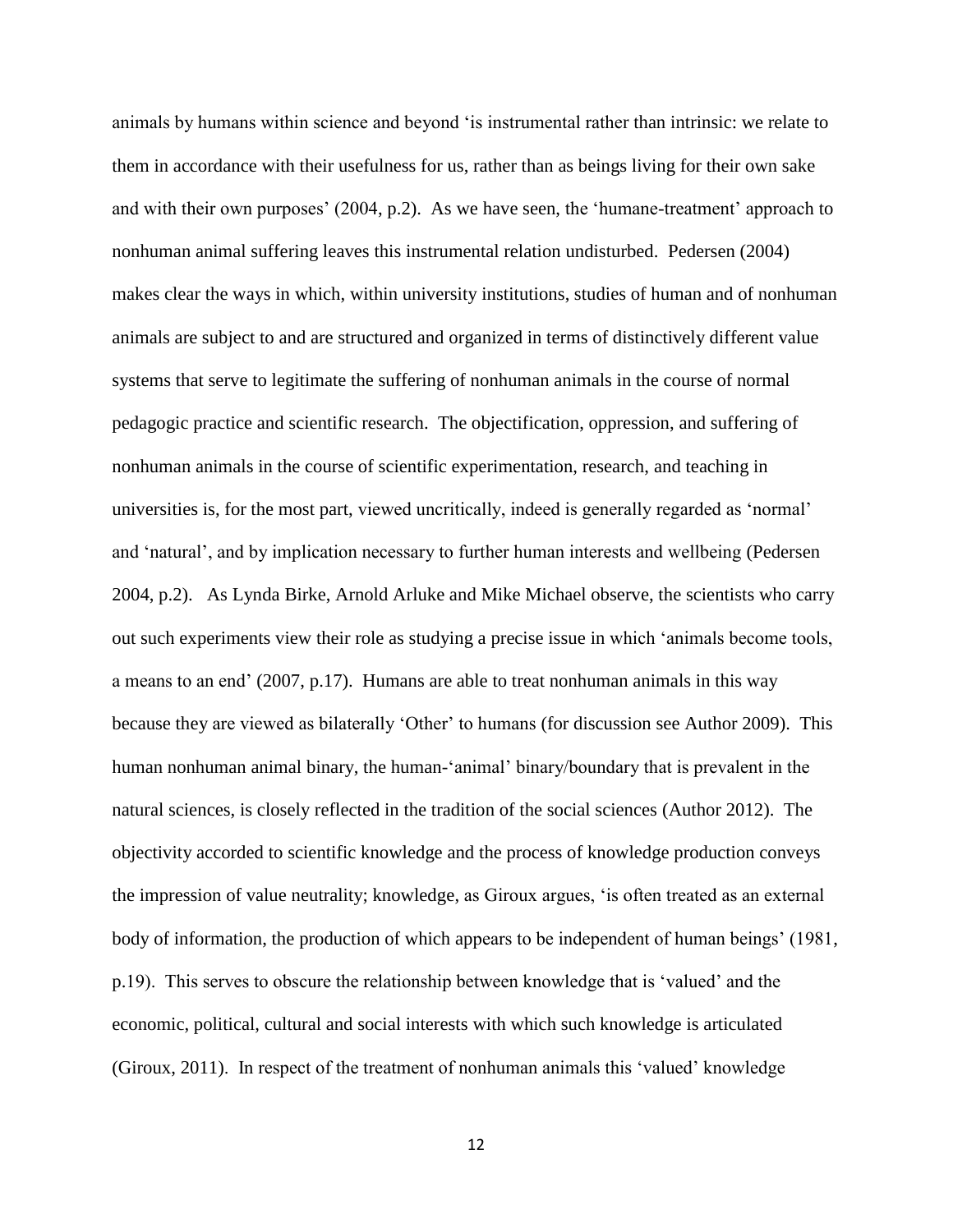animals by humans within science and beyond 'is instrumental rather than intrinsic: we relate to them in accordance with their usefulness for us, rather than as beings living for their own sake and with their own purposes' (2004, p.2). As we have seen, the 'humane-treatment' approach to nonhuman animal suffering leaves this instrumental relation undisturbed. Pedersen (2004) makes clear the ways in which, within university institutions, studies of human and of nonhuman animals are subject to and are structured and organized in terms of distinctively different value systems that serve to legitimate the suffering of nonhuman animals in the course of normal pedagogic practice and scientific research. The objectification, oppression, and suffering of nonhuman animals in the course of scientific experimentation, research, and teaching in universities is, for the most part, viewed uncritically, indeed is generally regarded as 'normal' and 'natural', and by implication necessary to further human interests and wellbeing (Pedersen 2004, p.2). As Lynda Birke, Arnold Arluke and Mike Michael observe, the scientists who carry out such experiments view their role as studying a precise issue in which 'animals become tools, a means to an end' (2007, p.17). Humans are able to treat nonhuman animals in this way because they are viewed as bilaterally 'Other' to humans (for discussion see Author 2009). This human nonhuman animal binary, the human-'animal' binary/boundary that is prevalent in the natural sciences, is closely reflected in the tradition of the social sciences (Author 2012). The objectivity accorded to scientific knowledge and the process of knowledge production conveys the impression of value neutrality; knowledge, as Giroux argues, 'is often treated as an external body of information, the production of which appears to be independent of human beings' (1981, p.19). This serves to obscure the relationship between knowledge that is 'valued' and the economic, political, cultural and social interests with which such knowledge is articulated (Giroux, 2011). In respect of the treatment of nonhuman animals this 'valued' knowledge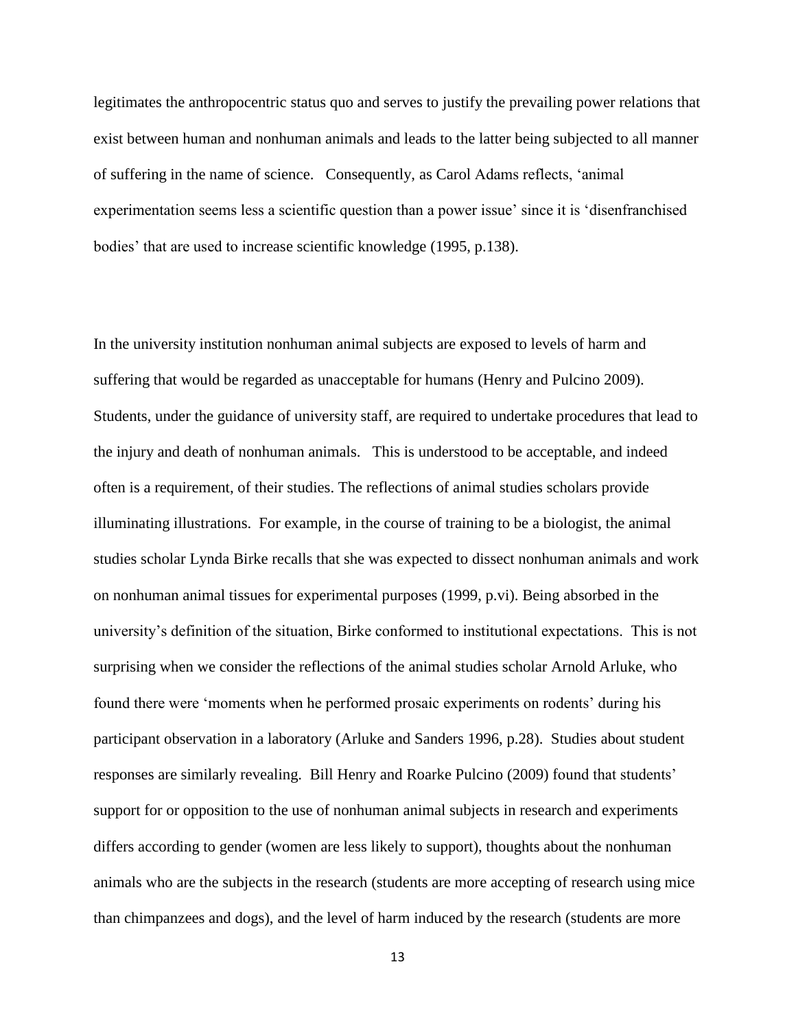legitimates the anthropocentric status quo and serves to justify the prevailing power relations that exist between human and nonhuman animals and leads to the latter being subjected to all manner of suffering in the name of science. Consequently, as Carol Adams reflects, 'animal experimentation seems less a scientific question than a power issue' since it is 'disenfranchised bodies' that are used to increase scientific knowledge (1995, p.138).

In the university institution nonhuman animal subjects are exposed to levels of harm and suffering that would be regarded as unacceptable for humans (Henry and Pulcino 2009). Students, under the guidance of university staff, are required to undertake procedures that lead to the injury and death of nonhuman animals. This is understood to be acceptable, and indeed often is a requirement, of their studies. The reflections of animal studies scholars provide illuminating illustrations. For example, in the course of training to be a biologist, the animal studies scholar Lynda Birke recalls that she was expected to dissect nonhuman animals and work on nonhuman animal tissues for experimental purposes (1999, p.vi). Being absorbed in the university's definition of the situation, Birke conformed to institutional expectations. This is not surprising when we consider the reflections of the animal studies scholar Arnold Arluke, who found there were 'moments when he performed prosaic experiments on rodents' during his participant observation in a laboratory (Arluke and Sanders 1996, p.28). Studies about student responses are similarly revealing. Bill Henry and Roarke Pulcino (2009) found that students' support for or opposition to the use of nonhuman animal subjects in research and experiments differs according to gender (women are less likely to support), thoughts about the nonhuman animals who are the subjects in the research (students are more accepting of research using mice than chimpanzees and dogs), and the level of harm induced by the research (students are more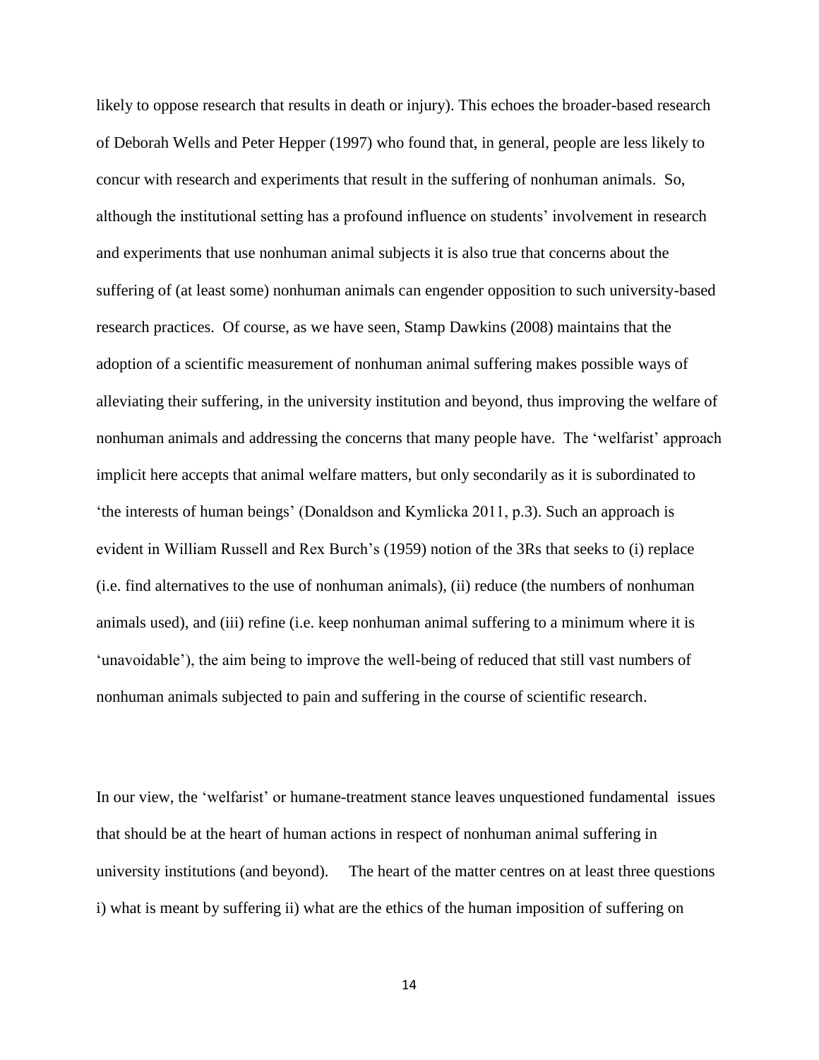likely to oppose research that results in death or injury). This echoes the broader-based research of Deborah Wells and Peter Hepper (1997) who found that, in general, people are less likely to concur with research and experiments that result in the suffering of nonhuman animals. So, although the institutional setting has a profound influence on students' involvement in research and experiments that use nonhuman animal subjects it is also true that concerns about the suffering of (at least some) nonhuman animals can engender opposition to such university-based research practices. Of course, as we have seen, Stamp Dawkins (2008) maintains that the adoption of a scientific measurement of nonhuman animal suffering makes possible ways of alleviating their suffering, in the university institution and beyond, thus improving the welfare of nonhuman animals and addressing the concerns that many people have. The 'welfarist' approach implicit here accepts that animal welfare matters, but only secondarily as it is subordinated to 'the interests of human beings' (Donaldson and Kymlicka 2011, p.3). Such an approach is evident in William Russell and Rex Burch's (1959) notion of the 3Rs that seeks to (i) replace (i.e. find alternatives to the use of nonhuman animals), (ii) reduce (the numbers of nonhuman animals used), and (iii) refine (i.e. keep nonhuman animal suffering to a minimum where it is 'unavoidable'), the aim being to improve the well-being of reduced that still vast numbers of nonhuman animals subjected to pain and suffering in the course of scientific research.

In our view, the 'welfarist' or humane-treatment stance leaves unquestioned fundamental issues that should be at the heart of human actions in respect of nonhuman animal suffering in university institutions (and beyond). The heart of the matter centres on at least three questions i) what is meant by suffering ii) what are the ethics of the human imposition of suffering on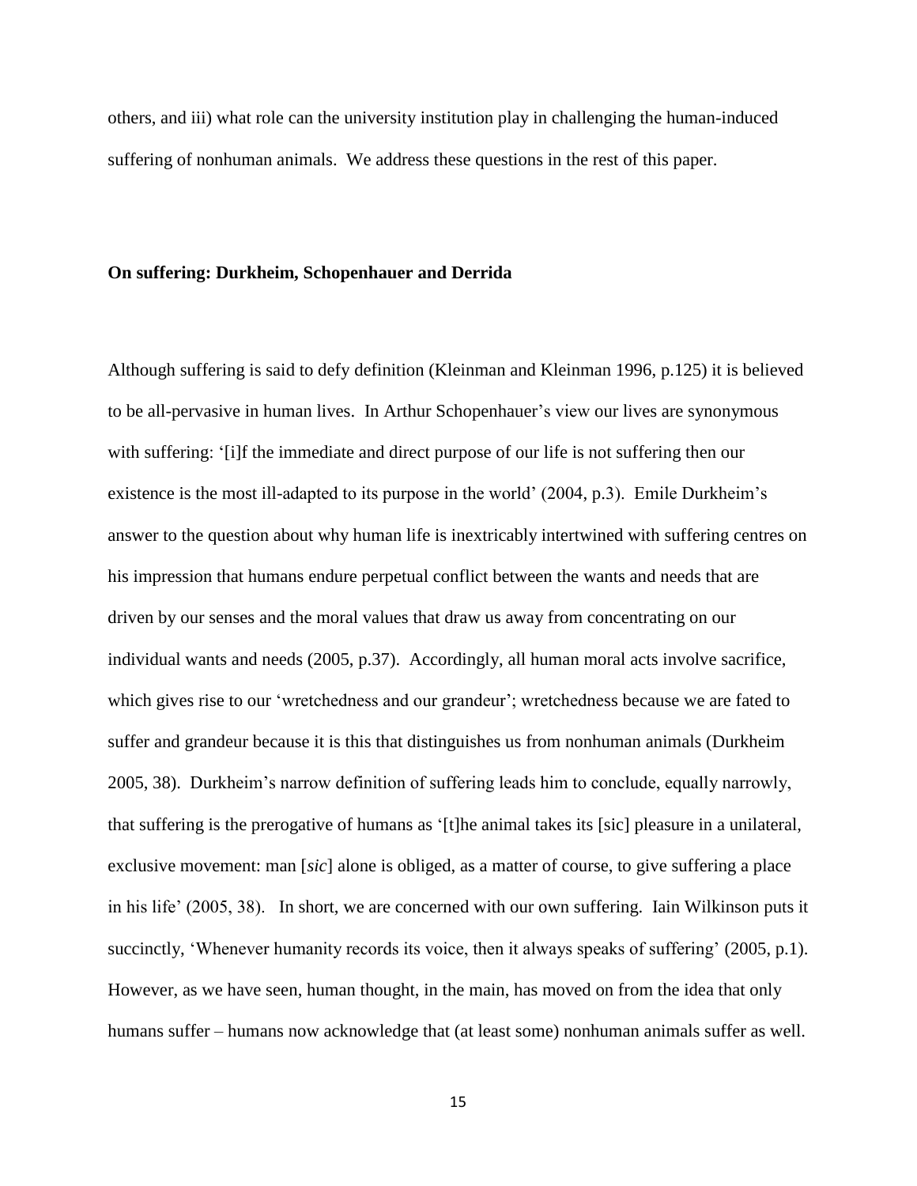others, and iii) what role can the university institution play in challenging the human-induced suffering of nonhuman animals. We address these questions in the rest of this paper.

## On suffering: Durkheim, Schopenhauer and Derrida

Although suffering is said to defy definition (Kleinman and Kleinman 1996, p.125) it is believed to be all-pervasive in human lives. In Arthur Schopenhauer's view our lives are synonymous with suffering: '[i]f the immediate and direct purpose of our life is not suffering then our existence is the most ill-adapted to its purpose in the world' (2004, p.3). Emile Durkheim's answer to the question about why human life is inextricably intertwined with suffering centres on his impression that humans endure perpetual conflict between the wants and needs that are driven by our senses and the moral values that draw us away from concentrating on our individual wants and needs (2005, p.37). Accordingly, all human moral acts involve sacrifice, which gives rise to our 'wretchedness and our grandeur'; wretchedness because we are fated to suffer and grandeur because it is this that distinguishes us from nonhuman animals (Durkheim 2005, 38). Durkheim's narrow definition of suffering leads him to conclude, equally narrowly, that suffering is the prerogative of humans as '[t]he animal takes its [sic] pleasure in a unilateral, exclusive movement: man [*sic*] alone is obliged, as a matter of course, to give suffering a place in his life' (2005, 38). In short, we are concerned with our own suffering. Iain Wilkinson puts it succinctly, 'Whenever humanity records its voice, then it always speaks of suffering' (2005, p.1). However, as we have seen, human thought, in the main, has moved on from the idea that only humans suffer – humans now acknowledge that (at least some) nonhuman animals suffer as well.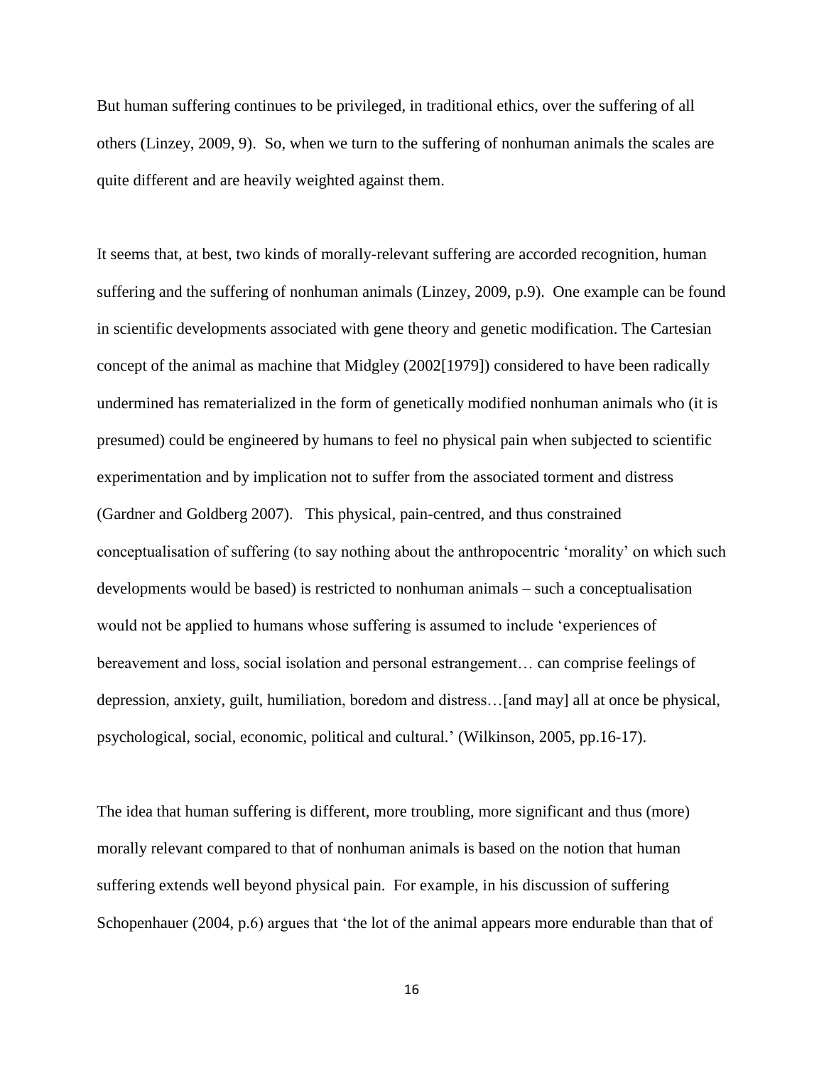But human suffering continues to be privileged, in traditional ethics, over the suffering of all others (Linzey, 2009, 9). So, when we turn to the suffering of nonhuman animals the scales are quite different and are heavily weighted against them.

It seems that, at best, two kinds of morally-relevant suffering are accorded recognition, human suffering and the suffering of nonhuman animals (Linzey, 2009, p.9). One example can be found in scientific developments associated with gene theory and genetic modification. The Cartesian concept of the animal as machine that Midgley (2002[1979]) considered to have been radically undermined has rematerialized in the form of genetically modified nonhuman animals who (it is presumed) could be engineered by humans to feel no physical pain when subjected to scientific experimentation and by implication not to suffer from the associated torment and distress (Gardner and Goldberg 2007). This physical, pain-centred, and thus constrained conceptualisation of suffering (to say nothing about the anthropocentric 'morality' on which such developments would be based) is restricted to nonhuman animals – such a conceptualisation would not be applied to humans whose suffering is assumed to include 'experiences of bereavement and loss, social isolation and personal estrangement… can comprise feelings of depression, anxiety, guilt, humiliation, boredom and distress…[and may] all at once be physical, psychological, social, economic, political and cultural.' (Wilkinson, 2005, pp.16-17).

The idea that human suffering is different, more troubling, more significant and thus (more) morally relevant compared to that of nonhuman animals is based on the notion that human suffering extends well beyond physical pain. For example, in his discussion of suffering Schopenhauer (2004, p.6) argues that 'the lot of the animal appears more endurable than that of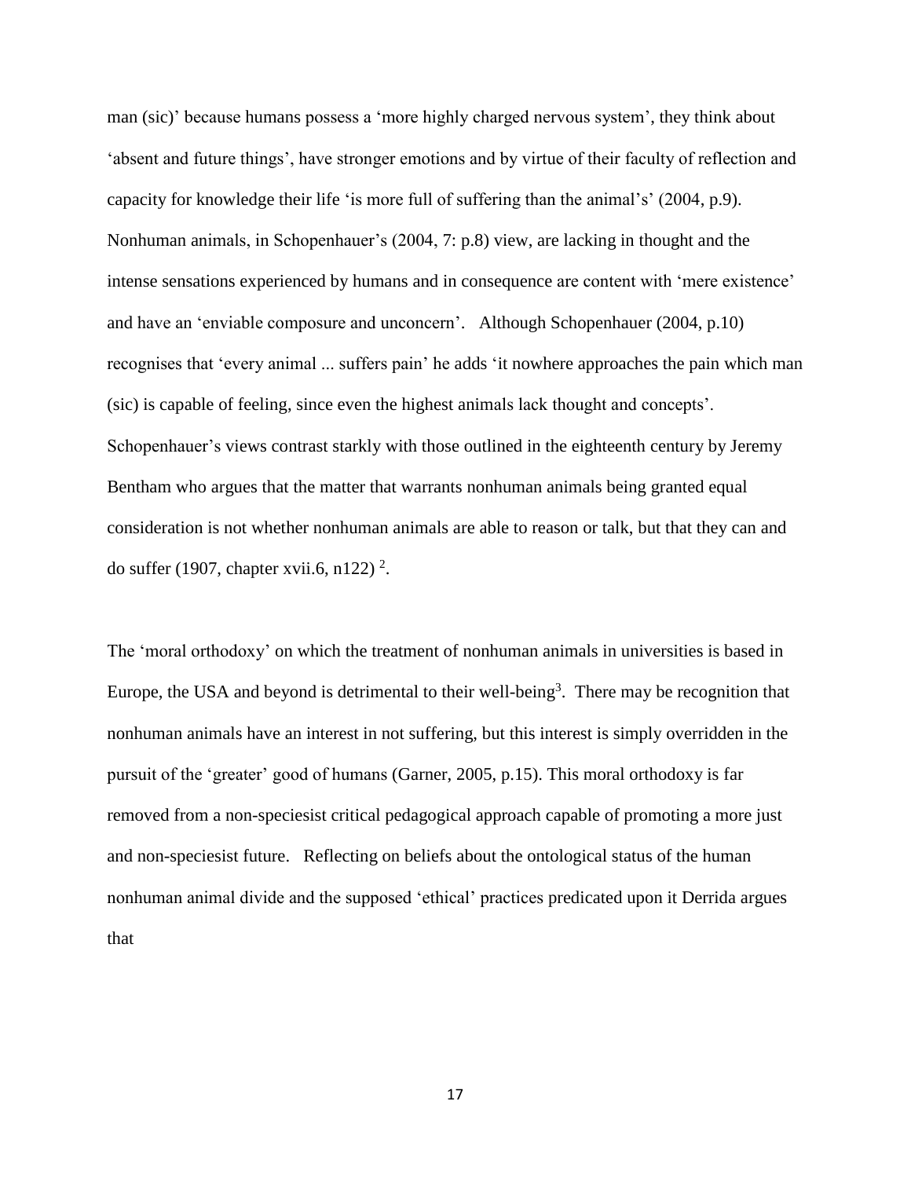man (sic)' because humans possess a 'more highly charged nervous system', they think about 'absent and future things', have stronger emotions and by virtue of their faculty of reflection and capacity for knowledge their life 'is more full of suffering than the animal's' (2004, p.9). Nonhuman animals, in Schopenhauer's (2004, 7: p.8) view, are lacking in thought and the intense sensations experienced by humans and in consequence are content with 'mere existence' and have an 'enviable composure and unconcern'. Although Schopenhauer (2004, p.10) recognises that 'every animal ... suffers pain' he adds 'it nowhere approaches the pain which man (sic) is capable of feeling, since even the highest animals lack thought and concepts'. Schopenhauer's views contrast starkly with those outlined in the eighteenth century by Jeremy Bentham who argues that the matter that warrants nonhuman animals being granted equal consideration is not whether nonhuman animals are able to reason or talk, but that they can and do suffer (1907, chapter xvii.6, n122) [2].

The 'moral orthodoxy' on which the treatment of nonhuman animals in universities is based in Europe, the USA and beyond is detrimental to their well-being[3]. There may be recognition that nonhuman animals have an interest in not suffering, but this interest is simply overridden in the pursuit of the 'greater' good of humans (Garner, 2005, p.15). This moral orthodoxy is far removed from a non-speciesist critical pedagogical approach capable of promoting a more just and non-speciesist future. Reflecting on beliefs about the ontological status of the human nonhuman animal divide and the supposed 'ethical' practices predicated upon it Derrida argues that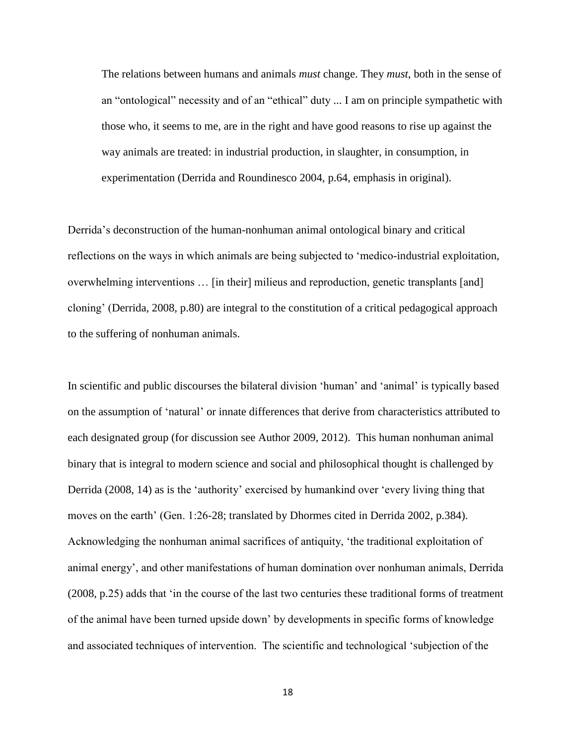> The relations between humans and animals *must* change. They *must*, both in the sense of an "ontological" necessity and of an "ethical" duty ... I am on principle sympathetic with those who, it seems to me, are in the right and have good reasons to rise up against the way animals are treated: in industrial production, in slaughter, in consumption, in experimentation (Derrida and Roundinesco 2004, p.64, emphasis in original).

Derrida's deconstruction of the human-nonhuman animal ontological binary and critical reflections on the ways in which animals are being subjected to 'medico-industrial exploitation, overwhelming interventions … [in their] milieus and reproduction, genetic transplants [and] cloning' (Derrida, 2008, p.80) are integral to the constitution of a critical pedagogical approach to the suffering of nonhuman animals.

In scientific and public discourses the bilateral division 'human' and 'animal' is typically based on the assumption of 'natural' or innate differences that derive from characteristics attributed to each designated group (for discussion see Author 2009, 2012). This human nonhuman animal binary that is integral to modern science and social and philosophical thought is challenged by Derrida (2008, 14) as is the 'authority' exercised by humankind over 'every living thing that moves on the earth' (Gen. 1:26-28; translated by Dhormes cited in Derrida 2002, p.384). Acknowledging the nonhuman animal sacrifices of antiquity, 'the traditional exploitation of animal energy', and other manifestations of human domination over nonhuman animals, Derrida (2008, p.25) adds that 'in the course of the last two centuries these traditional forms of treatment of the animal have been turned upside down' by developments in specific forms of knowledge and associated techniques of intervention. The scientific and technological 'subjection of the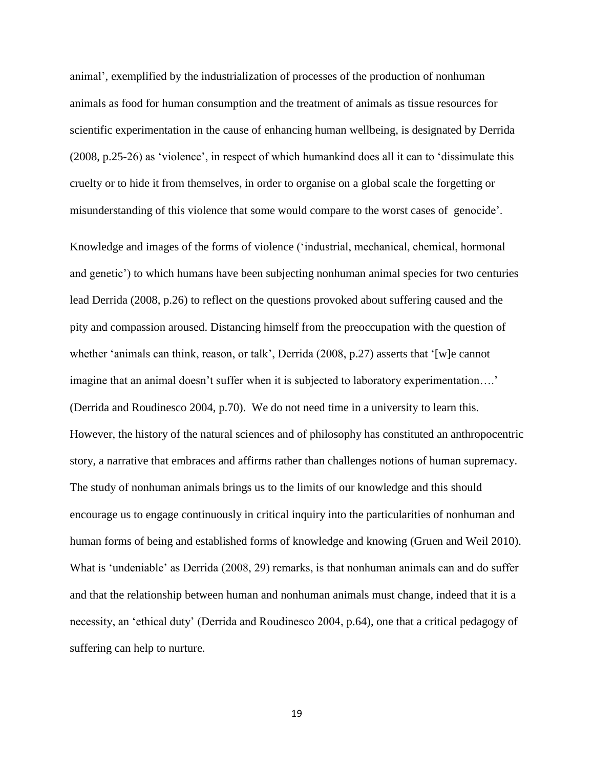animal', exemplified by the industrialization of processes of the production of nonhuman animals as food for human consumption and the treatment of animals as tissue resources for scientific experimentation in the cause of enhancing human wellbeing, is designated by Derrida (2008, p.25-26) as 'violence', in respect of which humankind does all it can to 'dissimulate this cruelty or to hide it from themselves, in order to organise on a global scale the forgetting or misunderstanding of this violence that some would compare to the worst cases of genocide'.

Knowledge and images of the forms of violence ('industrial, mechanical, chemical, hormonal and genetic') to which humans have been subjecting nonhuman animal species for two centuries lead Derrida (2008, p.26) to reflect on the questions provoked about suffering caused and the pity and compassion aroused. Distancing himself from the preoccupation with the question of whether 'animals can think, reason, or talk', Derrida (2008, p.27) asserts that '[w]e cannot imagine that an animal doesn't suffer when it is subjected to laboratory experimentation….' (Derrida and Roudinesco 2004, p.70). We do not need time in a university to learn this. However, the history of the natural sciences and of philosophy has constituted an anthropocentric story, a narrative that embraces and affirms rather than challenges notions of human supremacy. The study of nonhuman animals brings us to the limits of our knowledge and this should encourage us to engage continuously in critical inquiry into the particularities of nonhuman and human forms of being and established forms of knowledge and knowing (Gruen and Weil 2010). What is 'undeniable' as Derrida (2008, 29) remarks, is that nonhuman animals can and do suffer and that the relationship between human and nonhuman animals must change, indeed that it is a necessity, an 'ethical duty' (Derrida and Roudinesco 2004, p.64), one that a critical pedagogy of suffering can help to nurture.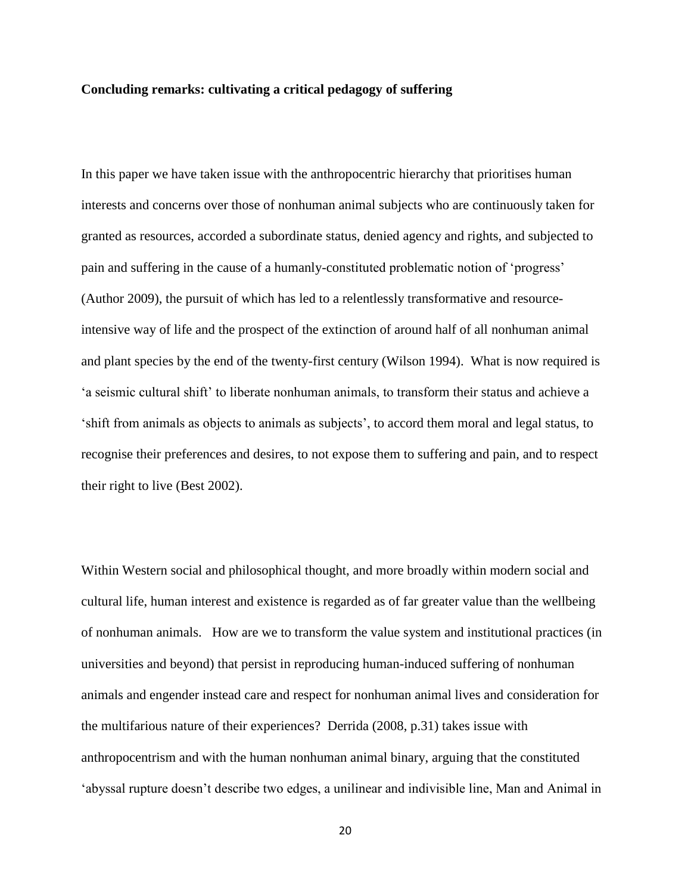**Concluding remarks: cultivating a critical pedagogy of suffering**

In this paper we have taken issue with the anthropocentric hierarchy that prioritises human interests and concerns over those of nonhuman animal subjects who are continuously taken for granted as resources, accorded a subordinate status, denied agency and rights, and subjected to pain and suffering in the cause of a humanly-constituted problematic notion of 'progress' (Author 2009), the pursuit of which has led to a relentlessly transformative and resource-intensive way of life and the prospect of the extinction of around half of all nonhuman animal and plant species by the end of the twenty-first century (Wilson 1994). What is now required is 'a seismic cultural shift' to liberate nonhuman animals, to transform their status and achieve a 'shift from animals as objects to animals as subjects', to accord them moral and legal status, to recognise their preferences and desires, to not expose them to suffering and pain, and to respect their right to live (Best 2002).

Within Western social and philosophical thought, and more broadly within modern social and cultural life, human interest and existence is regarded as of far greater value than the wellbeing of nonhuman animals. How are we to transform the value system and institutional practices (in universities and beyond) that persist in reproducing human-induced suffering of nonhuman animals and engender instead care and respect for nonhuman animal lives and consideration for the multifarious nature of their experiences? Derrida (2008, p.31) takes issue with anthropocentrism and with the human nonhuman animal binary, arguing that the constituted 'abyssal rupture doesn't describe two edges, a unilinear and indivisible line, Man and Animal in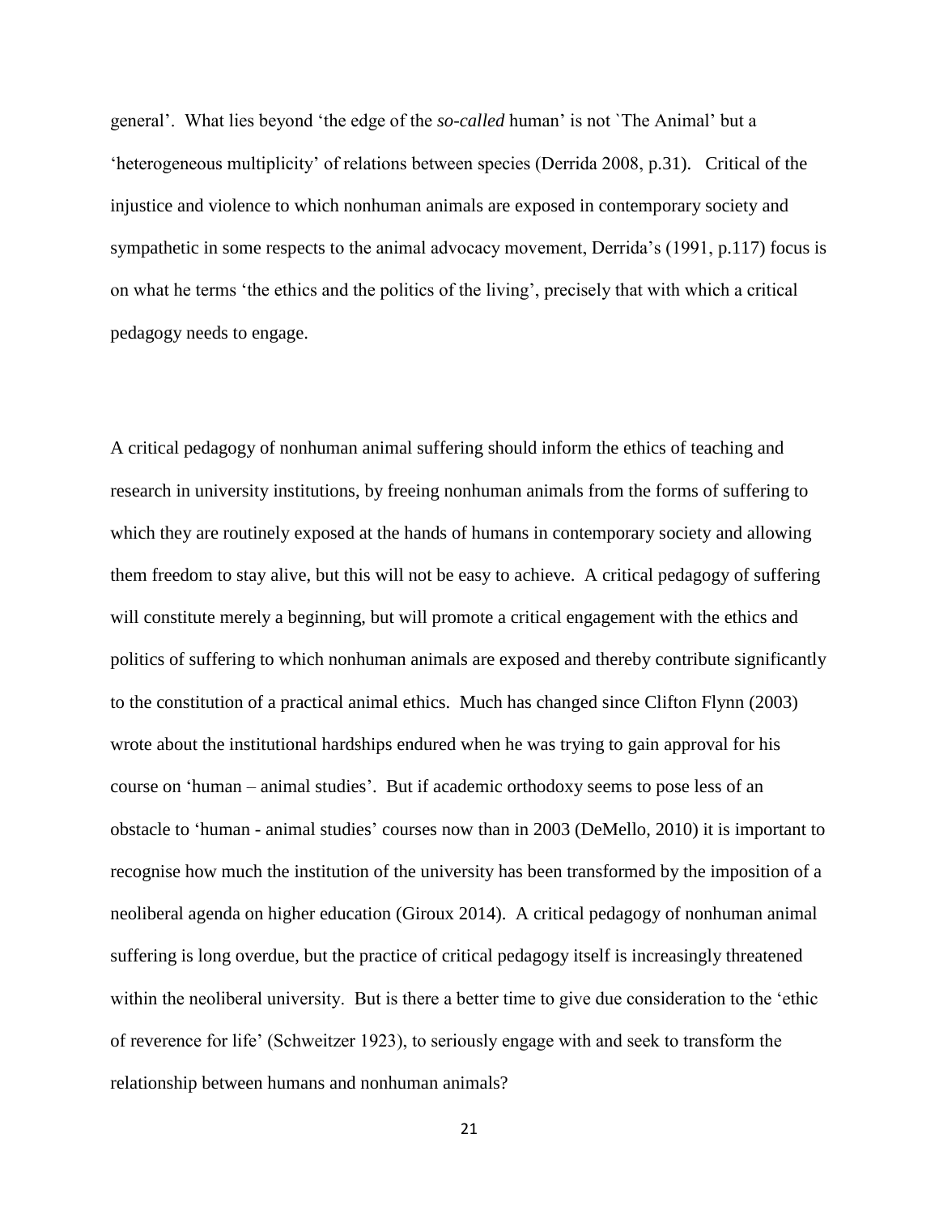general'. What lies beyond 'the edge of the *so-called* human' is not `The Animal' but a 'heterogeneous multiplicity' of relations between species (Derrida 2008, p.31). Critical of the injustice and violence to which nonhuman animals are exposed in contemporary society and sympathetic in some respects to the animal advocacy movement, Derrida's (1991, p.117) focus is on what he terms 'the ethics and the politics of the living', precisely that with which a critical pedagogy needs to engage.

A critical pedagogy of nonhuman animal suffering should inform the ethics of teaching and research in university institutions, by freeing nonhuman animals from the forms of suffering to which they are routinely exposed at the hands of humans in contemporary society and allowing them freedom to stay alive, but this will not be easy to achieve. A critical pedagogy of suffering will constitute merely a beginning, but will promote a critical engagement with the ethics and politics of suffering to which nonhuman animals are exposed and thereby contribute significantly to the constitution of a practical animal ethics. Much has changed since Clifton Flynn (2003) wrote about the institutional hardships endured when he was trying to gain approval for his course on 'human – animal studies'. But if academic orthodoxy seems to pose less of an obstacle to 'human - animal studies' courses now than in 2003 (DeMello, 2010) it is important to recognise how much the institution of the university has been transformed by the imposition of a neoliberal agenda on higher education (Giroux 2014). A critical pedagogy of nonhuman animal suffering is long overdue, but the practice of critical pedagogy itself is increasingly threatened within the neoliberal university. But is there a better time to give due consideration to the 'ethic of reverence for life' (Schweitzer 1923), to seriously engage with and seek to transform the relationship between humans and nonhuman animals?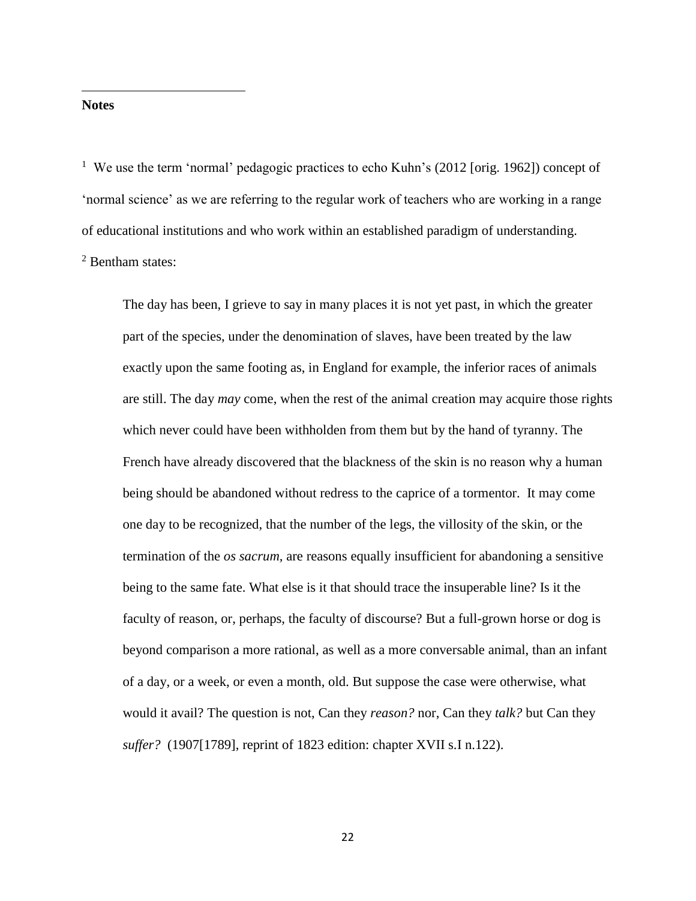**Notes**

[1] We use the term 'normal' pedagogic practices to echo Kuhn's (2012 [orig. 1962]) concept of 'normal science' as we are referring to the regular work of teachers who are working in a range of educational institutions and who work within an established paradigm of understanding.

[2] Bentham states:

> The day has been, I grieve to say in many places it is not yet past, in which the greater part of the species, under the denomination of slaves, have been treated by the law exactly upon the same footing as, in England for example, the inferior races of animals are still. The day *may* come, when the rest of the animal creation may acquire those rights which never could have been withholden from them but by the hand of tyranny. The French have already discovered that the blackness of the skin is no reason why a human being should be abandoned without redress to the caprice of a tormentor. It may come one day to be recognized, that the number of the legs, the villosity of the skin, or the termination of the *os sacrum*, are reasons equally insufficient for abandoning a sensitive being to the same fate. What else is it that should trace the insuperable line? Is it the faculty of reason, or, perhaps, the faculty of discourse? But a full-grown horse or dog is beyond comparison a more rational, as well as a more conversable animal, than an infant of a day, or a week, or even a month, old. But suppose the case were otherwise, what would it avail? The question is not, Can they *reason?* nor, Can they *talk?* but Can they *suffer?* (1907[1789], reprint of 1823 edition: chapter XVII s.I n.122).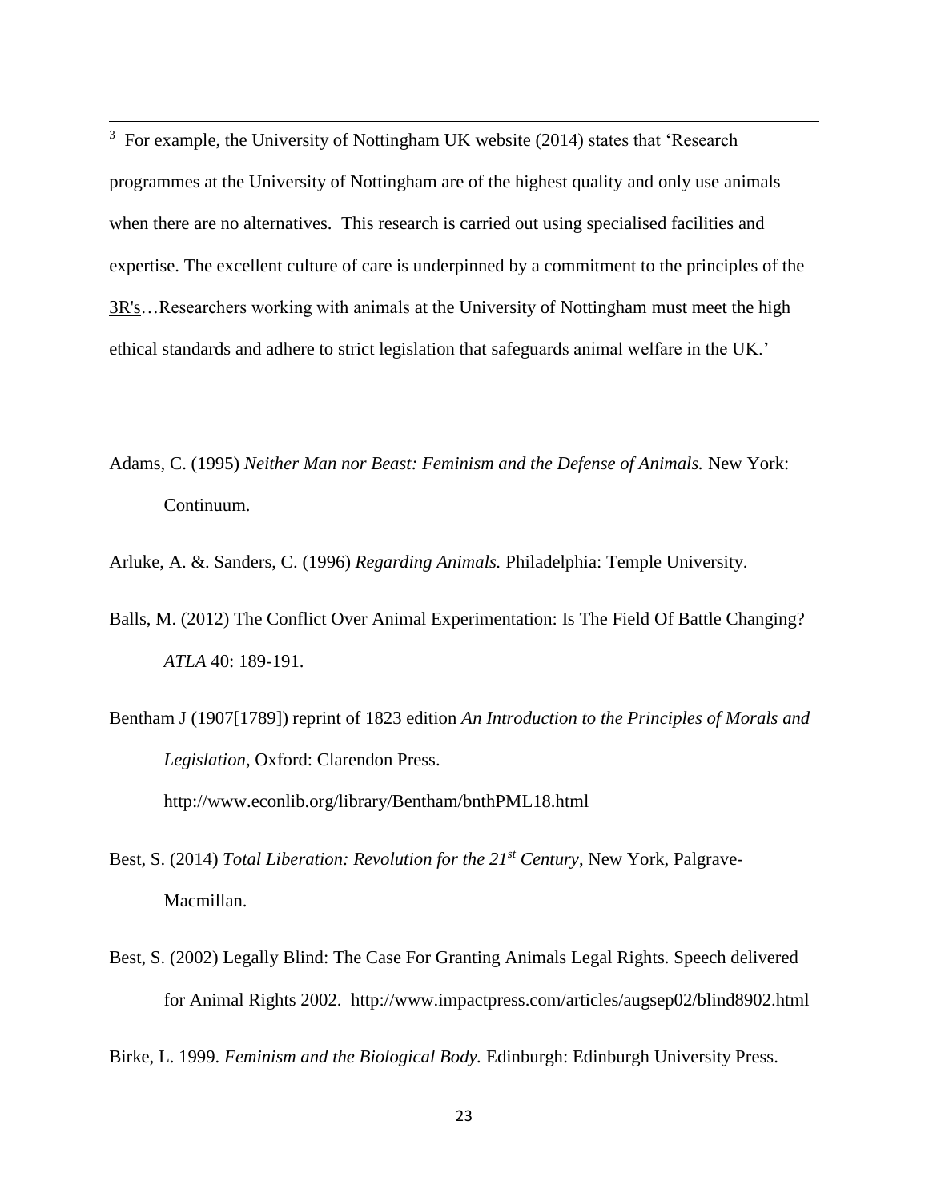[3] For example, the University of Nottingham UK website (2014) states that 'Research programmes at the University of Nottingham are of the highest quality and only use animals when there are no alternatives. This research is carried out using specialised facilities and expertise. The excellent culture of care is underpinned by a commitment to the principles of the 3R's…Researchers working with animals at the University of Nottingham must meet the high ethical standards and adhere to strict legislation that safeguards animal welfare in the UK.'

Adams, C. (1995) *Neither Man nor Beast: Feminism and the Defense of Animals.* New York: Continuum.

Arluke, A. &. Sanders, C. (1996) *Regarding Animals.* Philadelphia: Temple University.

Balls, M. (2012) The Conflict Over Animal Experimentation: Is The Field Of Battle Changing? *ATLA* 40: 189-191.

Bentham J (1907[1789]) reprint of 1823 edition *An Introduction to the Principles of Morals and Legislation*, Oxford: Clarendon Press. http://www.econlib.org/library/Bentham/bnthPML18.html

Best, S. (2014) *Total Liberation: Revolution for the 21st Century*, New York, Palgrave-Macmillan.

Best, S. (2002) Legally Blind: The Case For Granting Animals Legal Rights. Speech delivered for Animal Rights 2002. http://www.impactpress.com/articles/augsep02/blind8902.html

Birke, L. 1999. *Feminism and the Biological Body.* Edinburgh: Edinburgh University Press.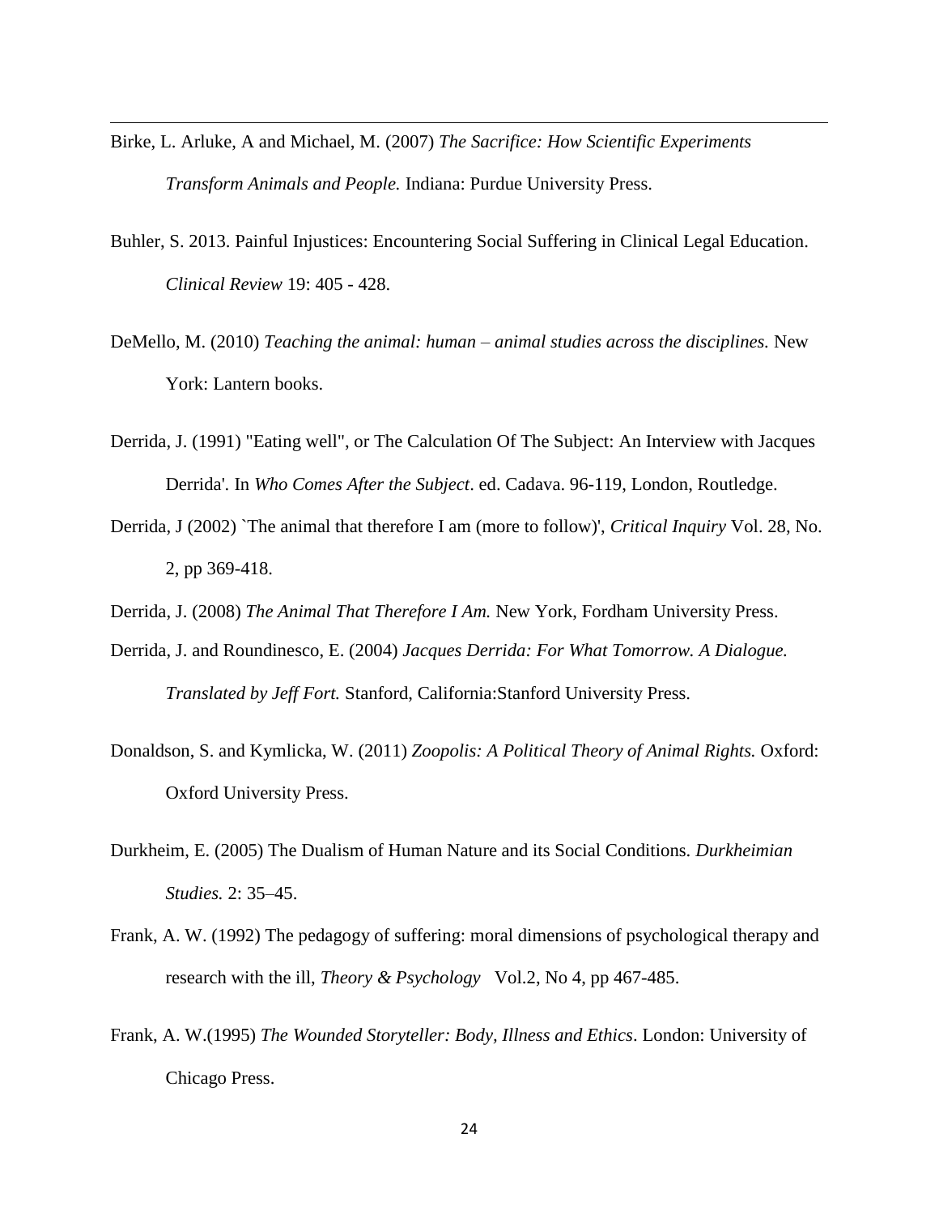Birke, L. Arluke, A and Michael, M. (2007) *The Sacrifice: How Scientific Experiments Transform Animals and People.* Indiana: Purdue University Press.

Buhler, S. 2013. Painful Injustices: Encountering Social Suffering in Clinical Legal Education. *Clinical Review* 19: 405 - 428.

DeMello, M. (2010) *Teaching the animal: human – animal studies across the disciplines.* New York: Lantern books.

Derrida, J. (1991) "Eating well", or The Calculation Of The Subject: An Interview with Jacques Derrida'. In *Who Comes After the Subject*. ed. Cadava. 96-119, London, Routledge.

Derrida, J (2002) `The animal that therefore I am (more to follow)', *Critical Inquiry* Vol. 28, No. 2, pp 369-418.

Derrida, J. (2008) *The Animal That Therefore I Am.* New York, Fordham University Press.

Derrida, J. and Roundinesco, E. (2004) *Jacques Derrida: For What Tomorrow. A Dialogue. Translated by Jeff Fort.* Stanford, California:Stanford University Press.

Donaldson, S. and Kymlicka, W. (2011) *Zoopolis: A Political Theory of Animal Rights.* Oxford: Oxford University Press.

Durkheim, E. (2005) The Dualism of Human Nature and its Social Conditions. *Durkheimian Studies.* 2: 35–45.

Frank, A. W. (1992) The pedagogy of suffering: moral dimensions of psychological therapy and research with the ill, *Theory & Psychology* Vol.2, No 4, pp 467-485.

Frank, A. W.(1995) *The Wounded Storyteller: Body, Illness and Ethics*. London: University of Chicago Press.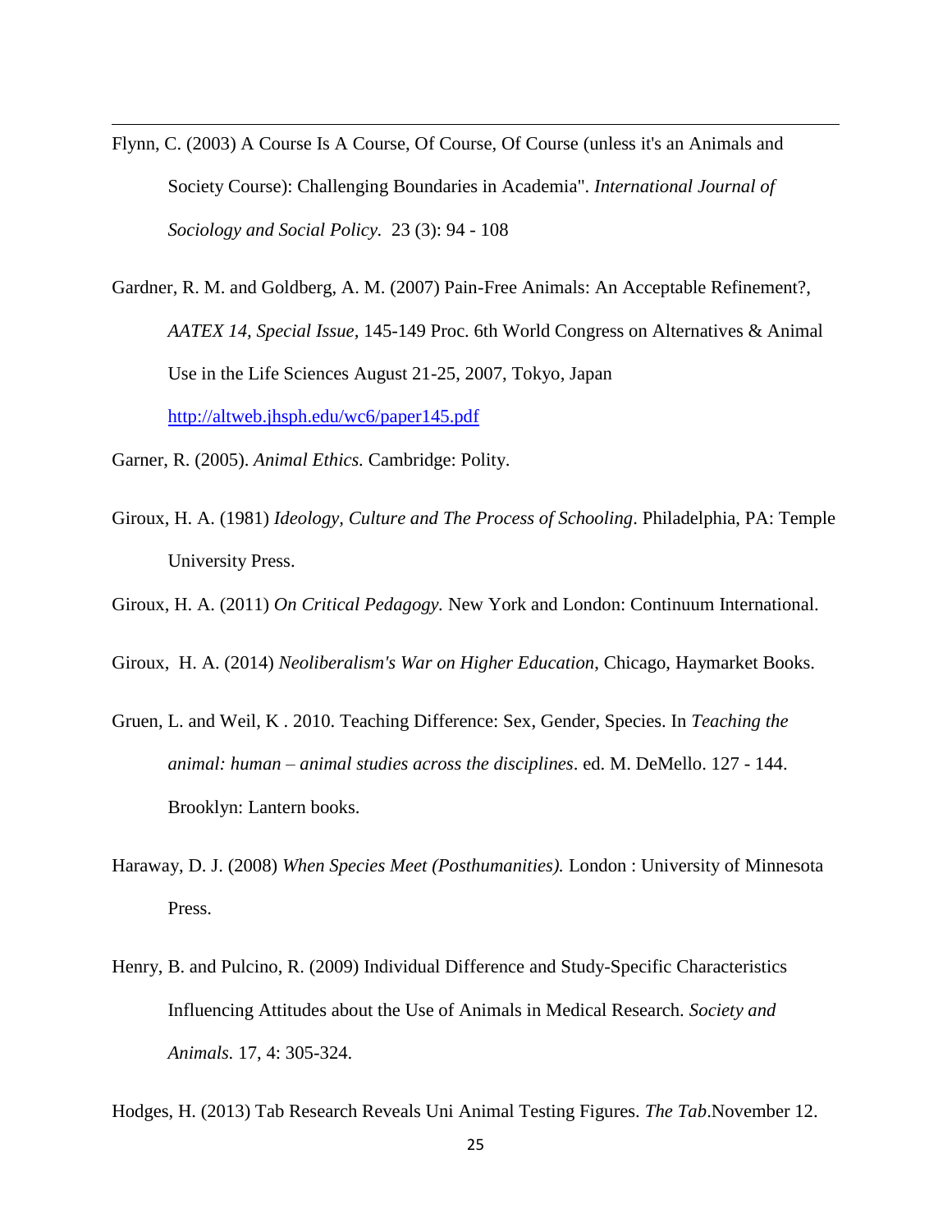Flynn, C. (2003) A Course Is A Course, Of Course, Of Course (unless it's an Animals and Society Course): Challenging Boundaries in Academia". *International Journal of Sociology and Social Policy.* 23 (3): 94 - 108

Gardner, R. M. and Goldberg, A. M. (2007) Pain-Free Animals: An Acceptable Refinement?, *AATEX 14, Special Issue,* 145-149 Proc. 6th World Congress on Alternatives & Animal Use in the Life Sciences August 21-25, 2007, Tokyo, Japan http://altweb.jhsph.edu/wc6/paper145.pdf

Garner, R. (2005). *Animal Ethics.* Cambridge: Polity.

Giroux, H. A. (1981) *Ideology, Culture and The Process of Schooling*. Philadelphia, PA: Temple University Press.

Giroux, H. A. (2011) *On Critical Pedagogy.* New York and London: Continuum International.

Giroux, H. A. (2014) *Neoliberalism's War on Higher Education*, Chicago, Haymarket Books.

Gruen, L. and Weil, K . 2010. Teaching Difference: Sex, Gender, Species. In *Teaching the animal: human – animal studies across the disciplines*. ed. M. DeMello. 127 - 144. Brooklyn: Lantern books.

Haraway, D. J. (2008) *When Species Meet (Posthumanities).* London : University of Minnesota Press.

Henry, B. and Pulcino, R. (2009) Individual Difference and Study-Specific Characteristics Influencing Attitudes about the Use of Animals in Medical Research. *Society and Animals.* 17, 4: 305-324.

Hodges, H. (2013) Tab Research Reveals Uni Animal Testing Figures. *The Tab*.November 12.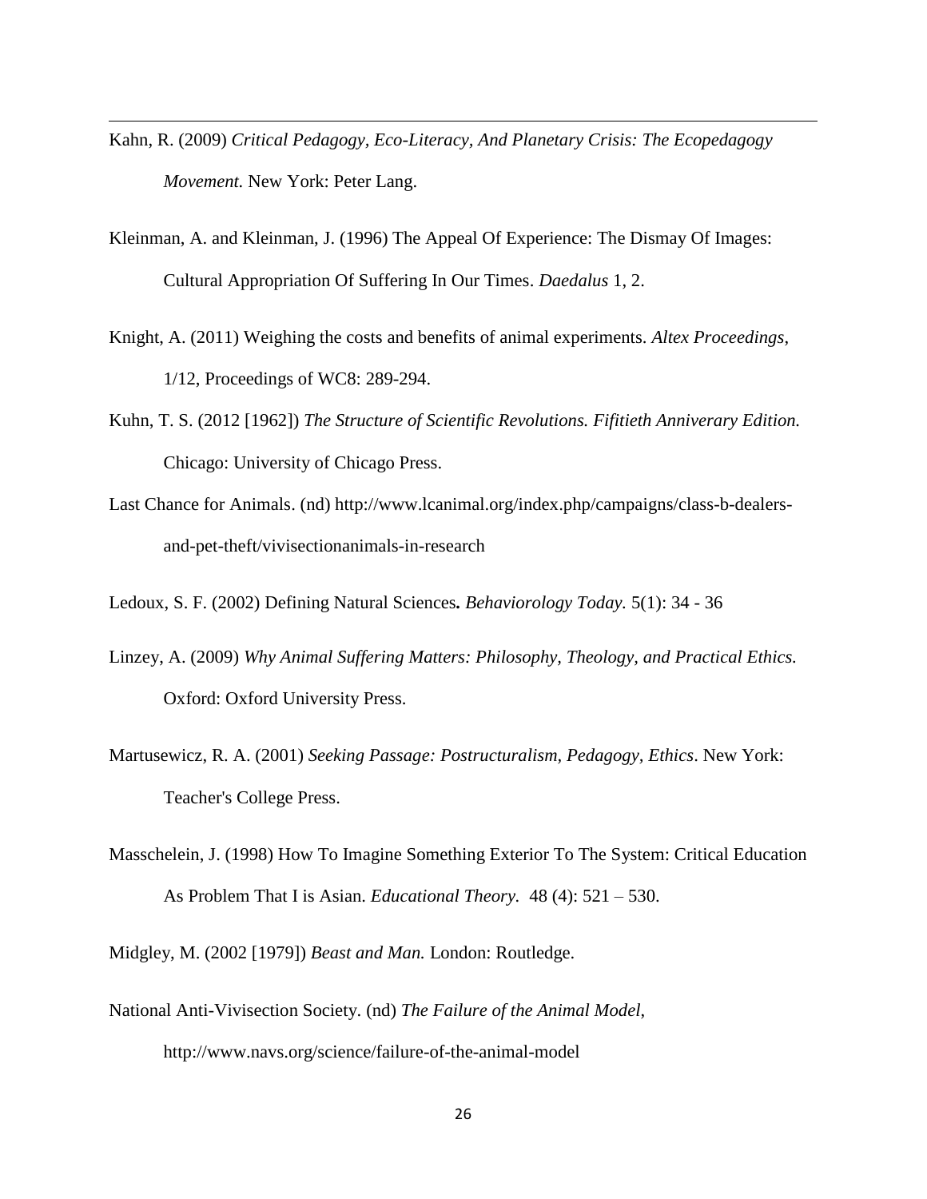Kahn, R. (2009) *Critical Pedagogy, Eco-Literacy, And Planetary Crisis: The Ecopedagogy Movement*. New York: Peter Lang.

Kleinman, A. and Kleinman, J. (1996) The Appeal Of Experience: The Dismay Of Images: Cultural Appropriation Of Suffering In Our Times. *Daedalus* 1, 2.

Knight, A. (2011) Weighing the costs and benefits of animal experiments. *Altex Proceedings*, 1/12, Proceedings of WC8: 289-294.

Kuhn, T. S. (2012 [1962]) *The Structure of Scientific Revolutions. Fifitieth Anniverary Edition.* Chicago: University of Chicago Press.

Last Chance for Animals. (nd) http://www.lcanimal.org/index.php/campaigns/class-b-dealers-and-pet-theft/vivisectionanimals-in-research

Ledoux, S. F. (2002) Defining Natural Sciences**.** *Behaviorology Today.* 5(1): 34 - 36

Linzey, A. (2009) *Why Animal Suffering Matters: Philosophy, Theology, and Practical Ethics.* Oxford: Oxford University Press.

Martusewicz, R. A. (2001) *Seeking Passage: Postructuralism, Pedagogy, Ethics*. New York: Teacher's College Press.

Masschelein, J. (1998) How To Imagine Something Exterior To The System: Critical Education As Problem That I is Asian. *Educational Theory.* 48 (4): 521 – 530.

Midgley, M. (2002 [1979]) *Beast and Man.* London: Routledge.

National Anti-Vivisection Society. (nd) *The Failure of the Animal Model*, http://www.navs.org/science/failure-of-the-animal-model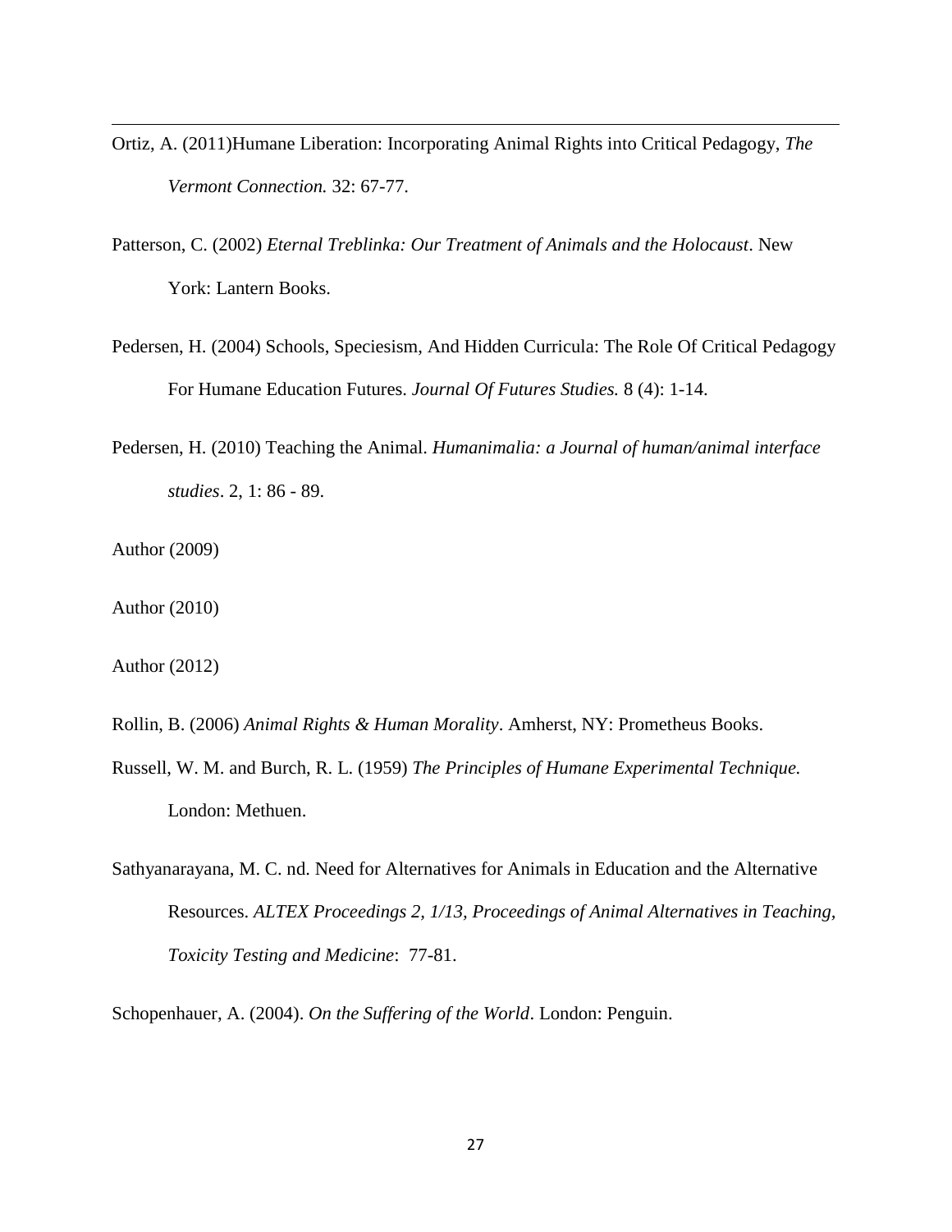Ortiz, A. (2011)Humane Liberation: Incorporating Animal Rights into Critical Pedagogy, *The Vermont Connection.* 32: 67-77.

Patterson, C. (2002) *Eternal Treblinka: Our Treatment of Animals and the Holocaust*. New York: Lantern Books.

Pedersen, H. (2004) Schools, Speciesism, And Hidden Curricula: The Role Of Critical Pedagogy For Humane Education Futures. *Journal Of Futures Studies.* 8 (4): 1-14.

Pedersen, H. (2010) Teaching the Animal. *Humanimalia: a Journal of human/animal interface studies*. 2, 1: 86 - 89.

Author (2009)

Author (2010)

Author (2012)

Rollin, B. (2006) *Animal Rights & Human Morality*. Amherst, NY: Prometheus Books.

Russell, W. M. and Burch, R. L. (1959) *The Principles of Humane Experimental Technique.* London: Methuen.

Sathyanarayana, M. C. nd. Need for Alternatives for Animals in Education and the Alternative Resources. *ALTEX Proceedings 2, 1/13, Proceedings of Animal Alternatives in Teaching, Toxicity Testing and Medicine*: 77-81.

Schopenhauer, A. (2004). *On the Suffering of the World*. London: Penguin.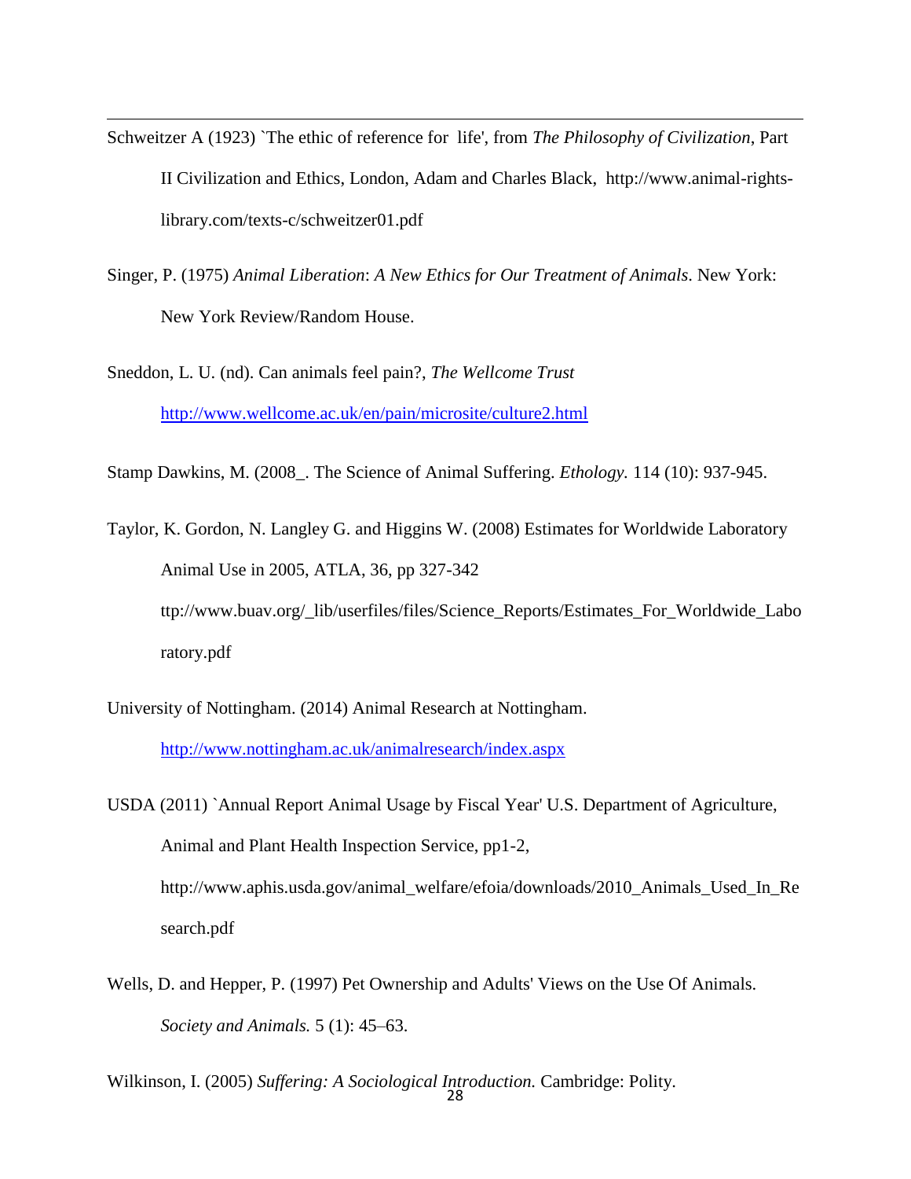Schweitzer A (1923) `The ethic of reference for  life', from *The Philosophy of Civilization*, Part II Civilization and Ethics, London, Adam and Charles Black, http://www.animal-rights-library.com/texts-c/schweitzer01.pdf

Singer, P. (1975) *Animal Liberation*: *A New Ethics for Our Treatment of Animals*. New York: New York Review/Random House.

Sneddon, L. U. (nd). Can animals feel pain?, *The Wellcome Trust* http://www.wellcome.ac.uk/en/pain/microsite/culture2.html

Stamp Dawkins, M. (2008_. The Science of Animal Suffering. *Ethology.* 114 (10): 937-945.

Taylor, K. Gordon, N. Langley G. and Higgins W. (2008) Estimates for Worldwide Laboratory Animal Use in 2005, ATLA, 36, pp 327-342 ttp://www.buav.org/_lib/userfiles/files/Science_Reports/Estimates_For_Worldwide_Laboratory.pdf

University of Nottingham. (2014) Animal Research at Nottingham. http://www.nottingham.ac.uk/animalresearch/index.aspx

USDA (2011) `Annual Report Animal Usage by Fiscal Year' U.S. Department of Agriculture, Animal and Plant Health Inspection Service, pp1-2, http://www.aphis.usda.gov/animal_welfare/efoia/downloads/2010_Animals_Used_In_Research.pdf

Wells, D. and Hepper, P. (1997) Pet Ownership and Adults' Views on the Use Of Animals. *Society and Animals.* 5 (1): 45–63.

Wilkinson, I. (2005) *Suffering: A Sociological Introduction.* Cambridge: Polity.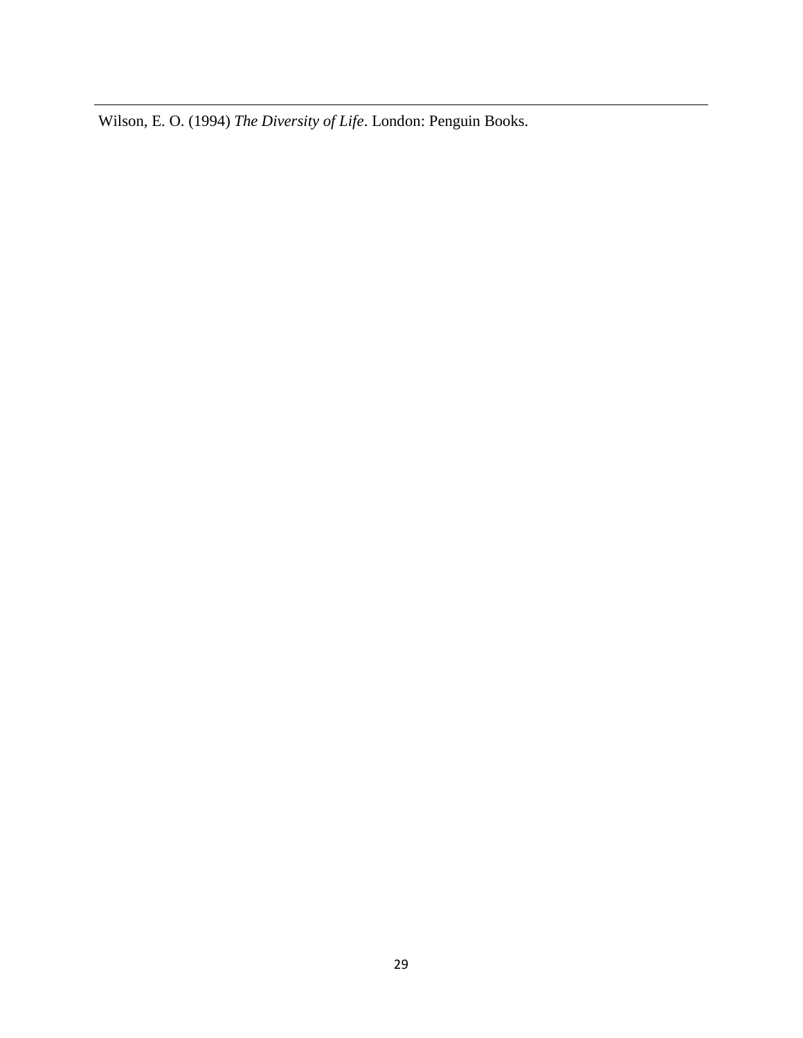Wilson, E. O. (1994) *The Diversity of Life*. London: Penguin Books.